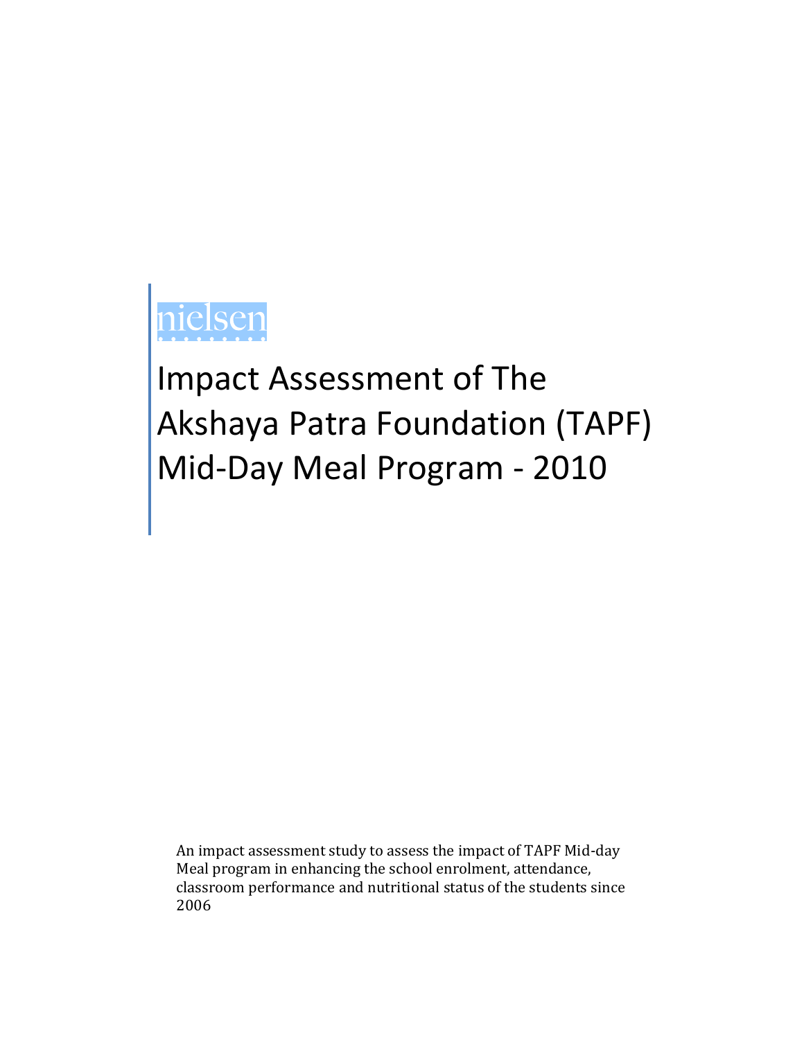nielsen

# Impact Assessment of The Akshaya Patra Foundation (TAPF) Mid-Day Meal Program - 2010

An impact assessment study to assess the impact of TAPF Mid-day Meal program in enhancing the school enrolment, attendance, classroom performance and nutritional status of the students since 2006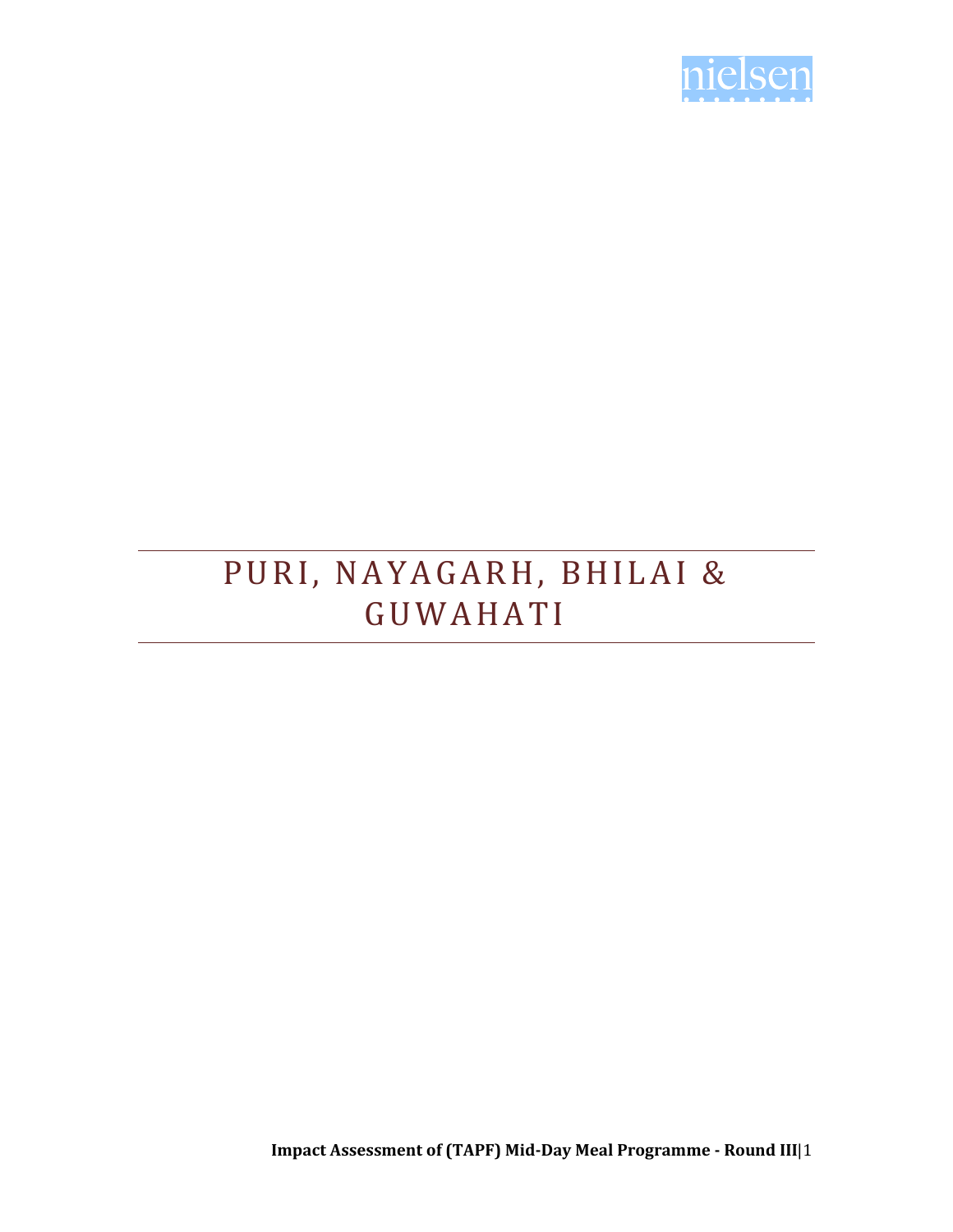# PURI, NAYAGARH, BHILAI & GUWAHATI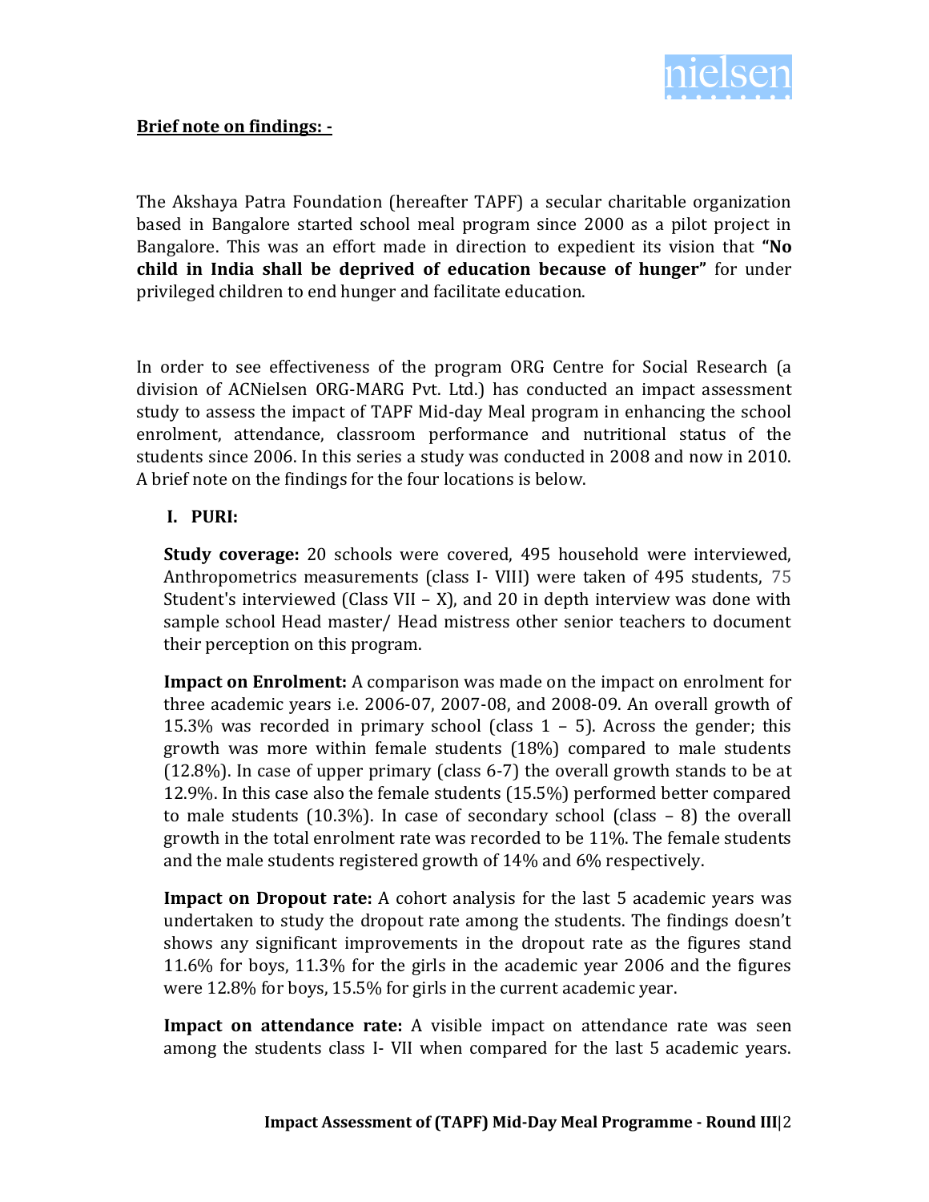**Brief note on findings: -**

The Akshaya Patra Foundation (hereafter TAPF) a secular charitable organization based in Bangalore started school meal program since 2000 as a pilot project in Bangalore. This was an effort made in direction to expedient its vision that **"No child in India shall be deprived of education because of hunger"** for under privileged children to end hunger and facilitate education.

In order to see effectiveness of the program ORG Centre for Social Research (a division of ACNielsen ORG-MARG Pvt. Ltd.) has conducted an impact assessment study to assess the impact of TAPF Mid-day Meal program in enhancing the school enrolment, attendance, classroom performance and nutritional status of the students since 2006. In this series a study was conducted in 2008 and now in 2010. A brief note on the findings for the four locations is below.

## I. PURI:

**Study coverage:** 20 schools were covered, 495 household were interviewed, Anthropometrics measurements (class I- VIII) were taken of 495 students, 75 Student's interviewed (Class VII – X), and 20 in depth interview was done with sample school Head master/ Head mistress other senior teachers to document their perception on this program.

**Impact on Enrolment:** A comparison was made on the impact on enrolment for three academic years i.e. 2006-07, 2007-08, and 2008-09. An overall growth of 15.3% was recorded in primary school (class 1 – 5). Across the gender; this growth was more within female students (18%) compared to male students (12.8%). In case of upper primary (class 6-7) the overall growth stands to be at 12.9%. In this case also the female students (15.5%) performed better compared to male students (10.3%). In case of secondary school (class – 8) the overall growth in the total enrolment rate was recorded to be 11%. The female students and the male students registered growth of 14% and 6% respectively.

**Impact on Dropout rate:** A cohort analysis for the last 5 academic years was undertaken to study the dropout rate among the students. The findings doesn't shows any significant improvements in the dropout rate as the figures stand 11.6% for boys, 11.3% for the girls in the academic year 2006 and the figures were 12.8% for boys, 15.5% for girls in the current academic year.

**Impact on attendance rate:** A visible impact on attendance rate was seen among the students class I- VII when compared for the last 5 academic years.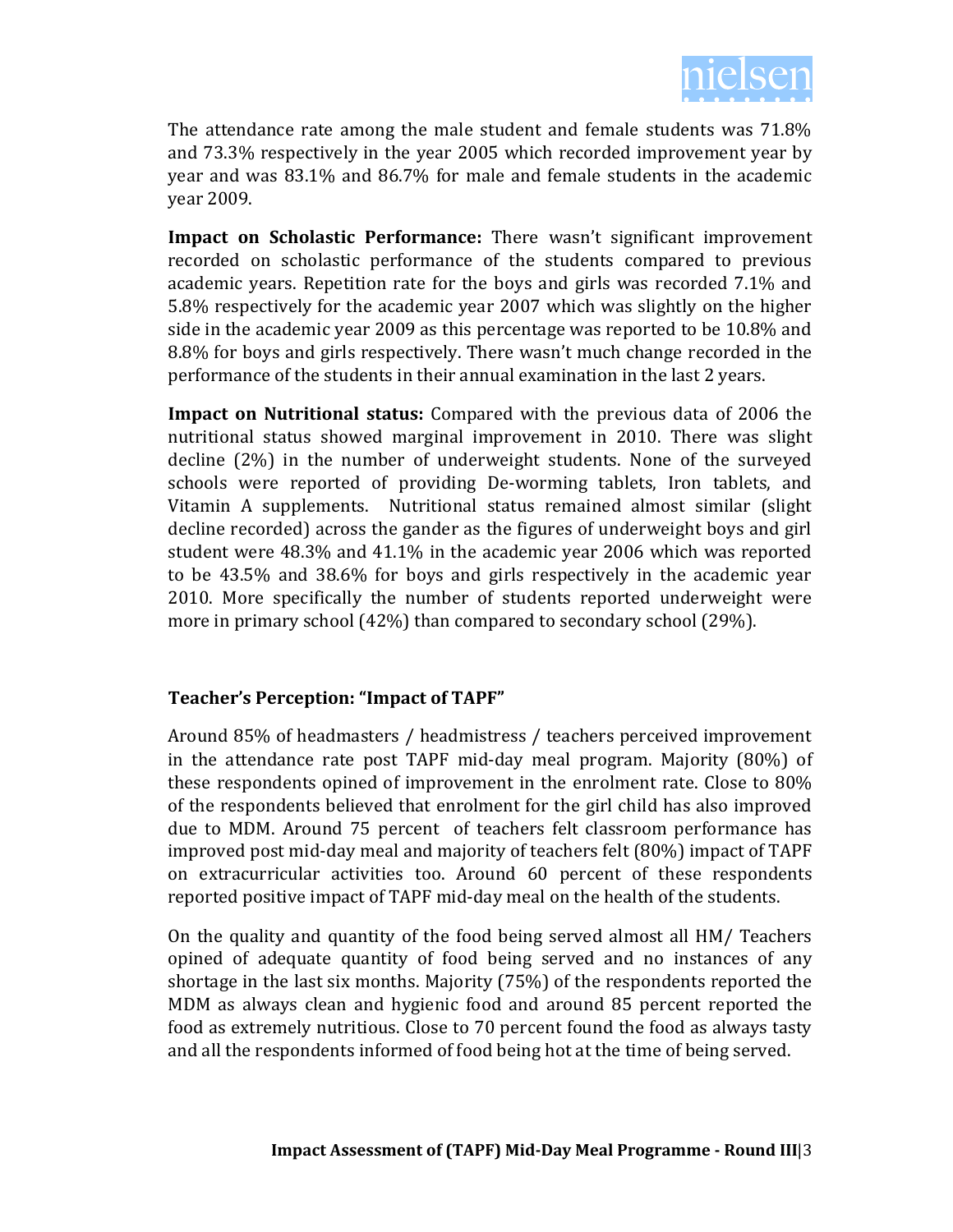The attendance rate among the male student and female students was 71.8% and 73.3% respectively in the year 2005 which recorded improvement year by year and was 83.1% and 86.7% for male and female students in the academic year 2009.

**Impact on Scholastic Performance:** There wasn't significant improvement recorded on scholastic performance of the students compared to previous academic years. Repetition rate for the boys and girls was recorded 7.1% and 5.8% respectively for the academic year 2007 which was slightly on the higher side in the academic year 2009 as this percentage was reported to be 10.8% and 8.8% for boys and girls respectively. There wasn't much change recorded in the performance of the students in their annual examination in the last 2 years.

**Impact on Nutritional status:** Compared with the previous data of 2006 the nutritional status showed marginal improvement in 2010. There was slight decline (2%) in the number of underweight students. None of the surveyed schools were reported of providing De-worming tablets, Iron tablets, and Vitamin A supplements. Nutritional status remained almost similar (slight decline recorded) across the gander as the figures of underweight boys and girl student were 48.3% and 41.1% in the academic year 2006 which was reported to be 43.5% and 38.6% for boys and girls respectively in the academic year 2010. More specifically the number of students reported underweight were more in primary school (42%) than compared to secondary school (29%).

### Teacher's Perception: "Impact of TAPF"

Around 85% of headmasters / headmistress / teachers perceived improvement in the attendance rate post TAPF mid-day meal program. Majority (80%) of these respondents opined of improvement in the enrolment rate. Close to 80% of the respondents believed that enrolment for the girl child has also improved due to MDM. Around 75 percent of teachers felt classroom performance has improved post mid-day meal and majority of teachers felt (80%) impact of TAPF on extracurricular activities too. Around 60 percent of these respondents reported positive impact of TAPF mid-day meal on the health of the students.

On the quality and quantity of the food being served almost all HM/ Teachers opined of adequate quantity of food being served and no instances of any shortage in the last six months. Majority (75%) of the respondents reported the MDM as always clean and hygienic food and around 85 percent reported the food as extremely nutritious. Close to 70 percent found the food as always tasty and all the respondents informed of food being hot at the time of being served.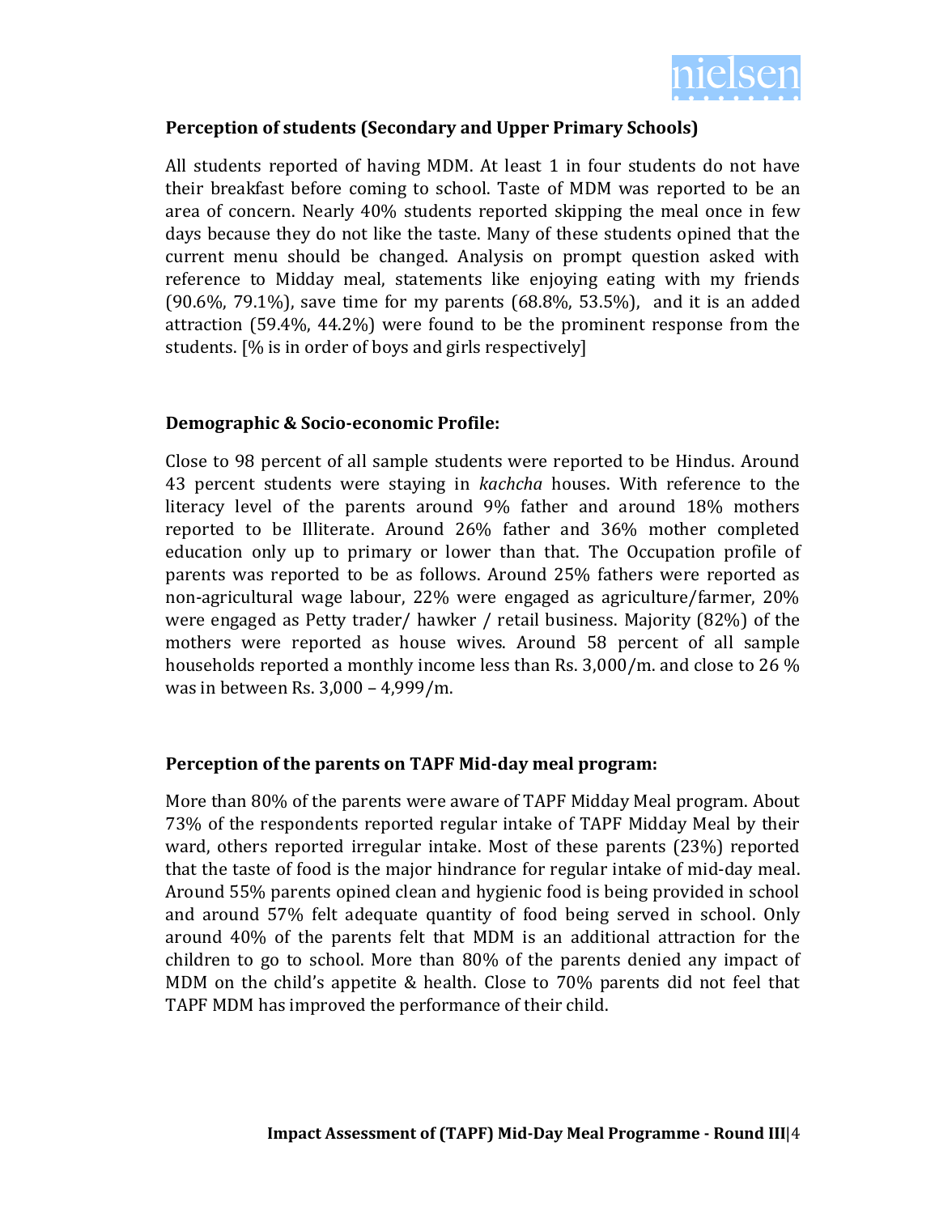### Perception of students (Secondary and Upper Primary Schools)

All students reported of having MDM. At least 1 in four students do not have their breakfast before coming to school. Taste of MDM was reported to be an area of concern. Nearly 40% students reported skipping the meal once in few days because they do not like the taste. Many of these students opined that the current menu should be changed. Analysis on prompt question asked with reference to Midday meal, statements like enjoying eating with my friends (90.6%, 79.1%), save time for my parents (68.8%, 53.5%), and it is an added attraction (59.4%, 44.2%) were found to be the prominent response from the students. [% is in order of boys and girls respectively]

### Demographic & Socio-economic Profile:

Close to 98 percent of all sample students were reported to be Hindus. Around 43 percent students were staying in *kachcha* houses. With reference to the literacy level of the parents around 9% father and around 18% mothers reported to be Illiterate. Around 26% father and 36% mother completed education only up to primary or lower than that. The Occupation profile of parents was reported to be as follows. Around 25% fathers were reported as non-agricultural wage labour, 22% were engaged as agriculture/farmer, 20% were engaged as Petty trader/ hawker / retail business. Majority (82%) of the mothers were reported as house wives. Around 58 percent of all sample households reported a monthly income less than Rs. 3,000/m. and close to 26 % was in between Rs. 3,000 – 4,999/m.

### Perception of the parents on TAPF Mid-day meal program:

More than 80% of the parents were aware of TAPF Midday Meal program. About 73% of the respondents reported regular intake of TAPF Midday Meal by their ward, others reported irregular intake. Most of these parents (23%) reported that the taste of food is the major hindrance for regular intake of mid-day meal. Around 55% parents opined clean and hygienic food is being provided in school and around 57% felt adequate quantity of food being served in school. Only around 40% of the parents felt that MDM is an additional attraction for the children to go to school. More than 80% of the parents denied any impact of MDM on the child's appetite & health. Close to 70% parents did not feel that TAPF MDM has improved the performance of their child.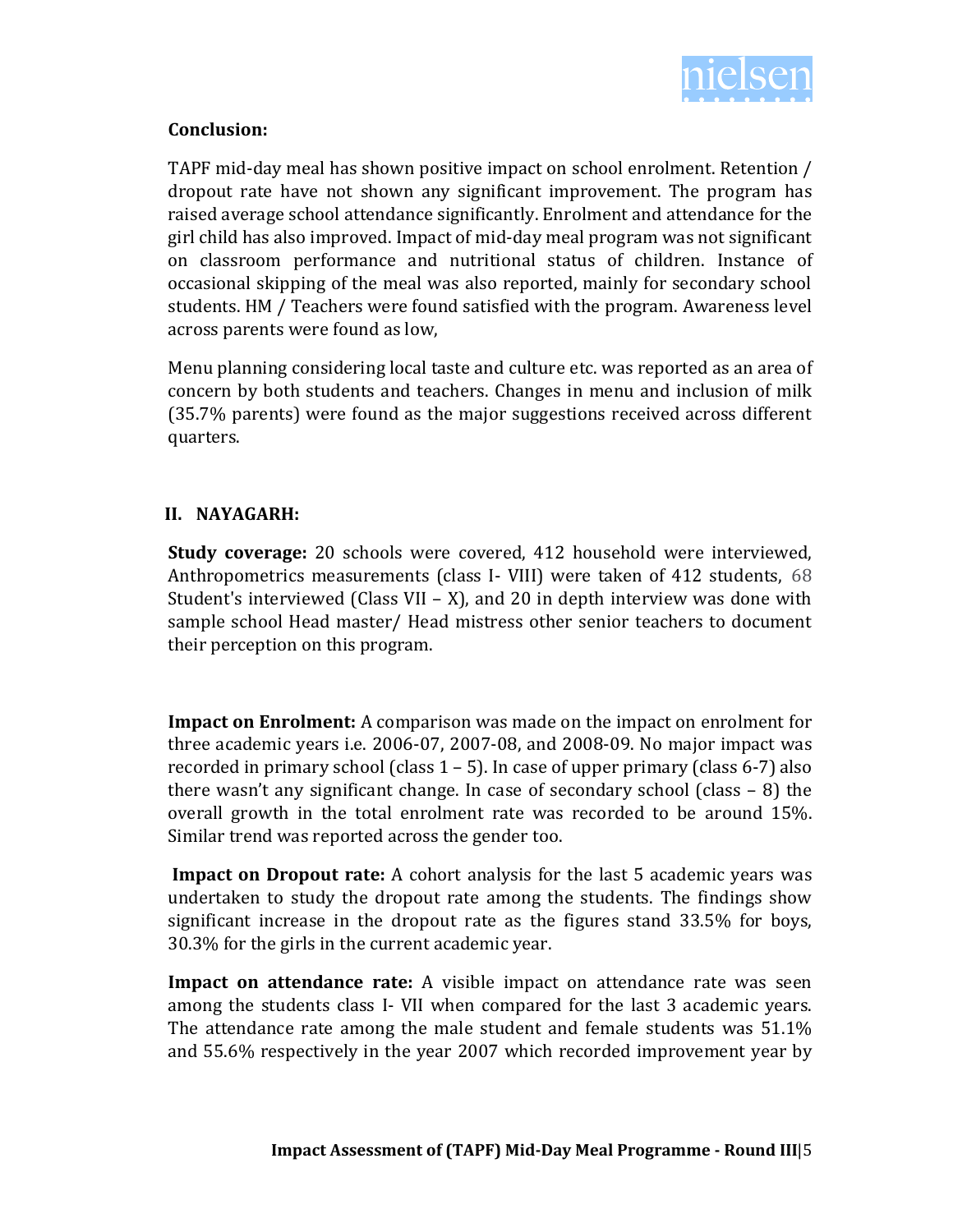**Conclusion:**

TAPF mid-day meal has shown positive impact on school enrolment. Retention / dropout rate have not shown any significant improvement. The program has raised average school attendance significantly. Enrolment and attendance for the girl child has also improved. Impact of mid-day meal program was not significant on classroom performance and nutritional status of children. Instance of occasional skipping of the meal was also reported, mainly for secondary school students. HM / Teachers were found satisfied with the program. Awareness level across parents were found as low,

Menu planning considering local taste and culture etc. was reported as an area of concern by both students and teachers. Changes in menu and inclusion of milk (35.7% parents) were found as the major suggestions received across different quarters.

## II. NAYAGARH:

**Study coverage:** 20 schools were covered, 412 household were interviewed, Anthropometrics measurements (class I- VIII) were taken of 412 students, 68 Student's interviewed (Class VII – X), and 20 in depth interview was done with sample school Head master/ Head mistress other senior teachers to document their perception on this program.

**Impact on Enrolment:** A comparison was made on the impact on enrolment for three academic years i.e. 2006-07, 2007-08, and 2008-09. No major impact was recorded in primary school (class 1 – 5). In case of upper primary (class 6-7) also there wasn't any significant change. In case of secondary school (class – 8) the overall growth in the total enrolment rate was recorded to be around 15%. Similar trend was reported across the gender too.

**Impact on Dropout rate:** A cohort analysis for the last 5 academic years was undertaken to study the dropout rate among the students. The findings show significant increase in the dropout rate as the figures stand 33.5% for boys, 30.3% for the girls in the current academic year.

**Impact on attendance rate:** A visible impact on attendance rate was seen among the students class I- VII when compared for the last 3 academic years. The attendance rate among the male student and female students was 51.1% and 55.6% respectively in the year 2007 which recorded improvement year by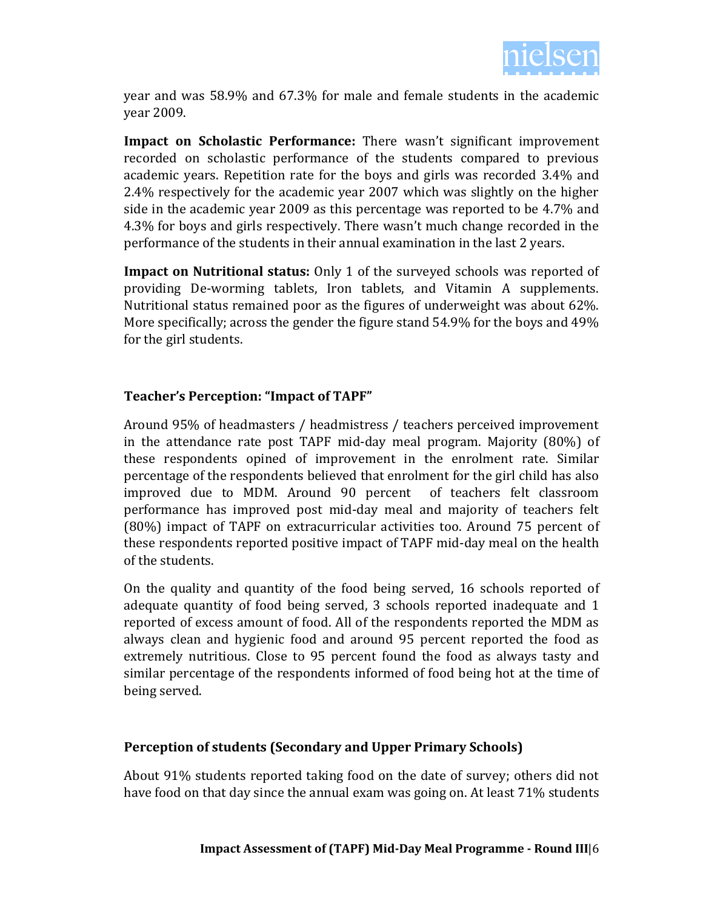year and was 58.9% and 67.3% for male and female students in the academic year 2009.

**Impact on Scholastic Performance:** There wasn't significant improvement recorded on scholastic performance of the students compared to previous academic years. Repetition rate for the boys and girls was recorded 3.4% and 2.4% respectively for the academic year 2007 which was slightly on the higher side in the academic year 2009 as this percentage was reported to be 4.7% and 4.3% for boys and girls respectively. There wasn't much change recorded in the performance of the students in their annual examination in the last 2 years.

**Impact on Nutritional status:** Only 1 of the surveyed schools was reported of providing De-worming tablets, Iron tablets, and Vitamin A supplements. Nutritional status remained poor as the figures of underweight was about 62%. More specifically; across the gender the figure stand 54.9% for the boys and 49% for the girl students.

### Teacher's Perception: "Impact of TAPF"

Around 95% of headmasters / headmistress / teachers perceived improvement in the attendance rate post TAPF mid-day meal program. Majority (80%) of these respondents opined of improvement in the enrolment rate. Similar percentage of the respondents believed that enrolment for the girl child has also improved due to MDM. Around 90 percent of teachers felt classroom performance has improved post mid-day meal and majority of teachers felt (80%) impact of TAPF on extracurricular activities too. Around 75 percent of these respondents reported positive impact of TAPF mid-day meal on the health of the students.

On the quality and quantity of the food being served, 16 schools reported of adequate quantity of food being served, 3 schools reported inadequate and 1 reported of excess amount of food. All of the respondents reported the MDM as always clean and hygienic food and around 95 percent reported the food as extremely nutritious. Close to 95 percent found the food as always tasty and similar percentage of the respondents informed of food being hot at the time of being served.

### Perception of students (Secondary and Upper Primary Schools)

About 91% students reported taking food on the date of survey; others did not have food on that day since the annual exam was going on. At least 71% students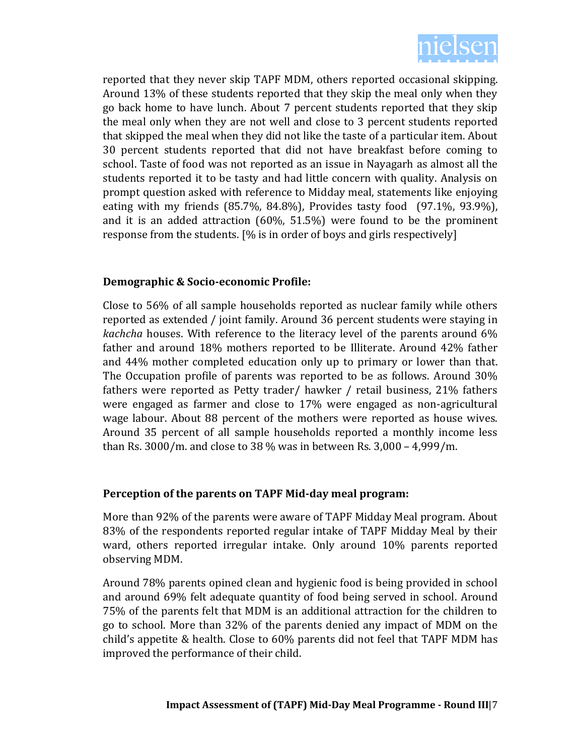reported that they never skip TAPF MDM, others reported occasional skipping. Around 13% of these students reported that they skip the meal only when they go back home to have lunch. About 7 percent students reported that they skip the meal only when they are not well and close to 3 percent students reported that skipped the meal when they did not like the taste of a particular item. About 30 percent students reported that did not have breakfast before coming to school. Taste of food was not reported as an issue in Nayagarh as almost all the students reported it to be tasty and had little concern with quality. Analysis on prompt question asked with reference to Midday meal, statements like enjoying eating with my friends (85.7%, 84.8%), Provides tasty food (97.1%, 93.9%), and it is an added attraction (60%, 51.5%) were found to be the prominent response from the students. [% is in order of boys and girls respectively]

**Demographic & Socio-economic Profile:**

Close to 56% of all sample households reported as nuclear family while others reported as extended / joint family. Around 36 percent students were staying in *kachcha* houses. With reference to the literacy level of the parents around 6% father and around 18% mothers reported to be Illiterate. Around 42% father and 44% mother completed education only up to primary or lower than that. The Occupation profile of parents was reported to be as follows. Around 30% fathers were reported as Petty trader/ hawker / retail business, 21% fathers were engaged as farmer and close to 17% were engaged as non-agricultural wage labour. About 88 percent of the mothers were reported as house wives. Around 35 percent of all sample households reported a monthly income less than Rs. 3000/m. and close to 38 % was in between Rs. 3,000 – 4,999/m.

**Perception of the parents on TAPF Mid-day meal program:**

More than 92% of the parents were aware of TAPF Midday Meal program. About 83% of the respondents reported regular intake of TAPF Midday Meal by their ward, others reported irregular intake. Only around 10% parents reported observing MDM.

Around 78% parents opined clean and hygienic food is being provided in school and around 69% felt adequate quantity of food being served in school. Around 75% of the parents felt that MDM is an additional attraction for the children to go to school. More than 32% of the parents denied any impact of MDM on the child's appetite & health. Close to 60% parents did not feel that TAPF MDM has improved the performance of their child.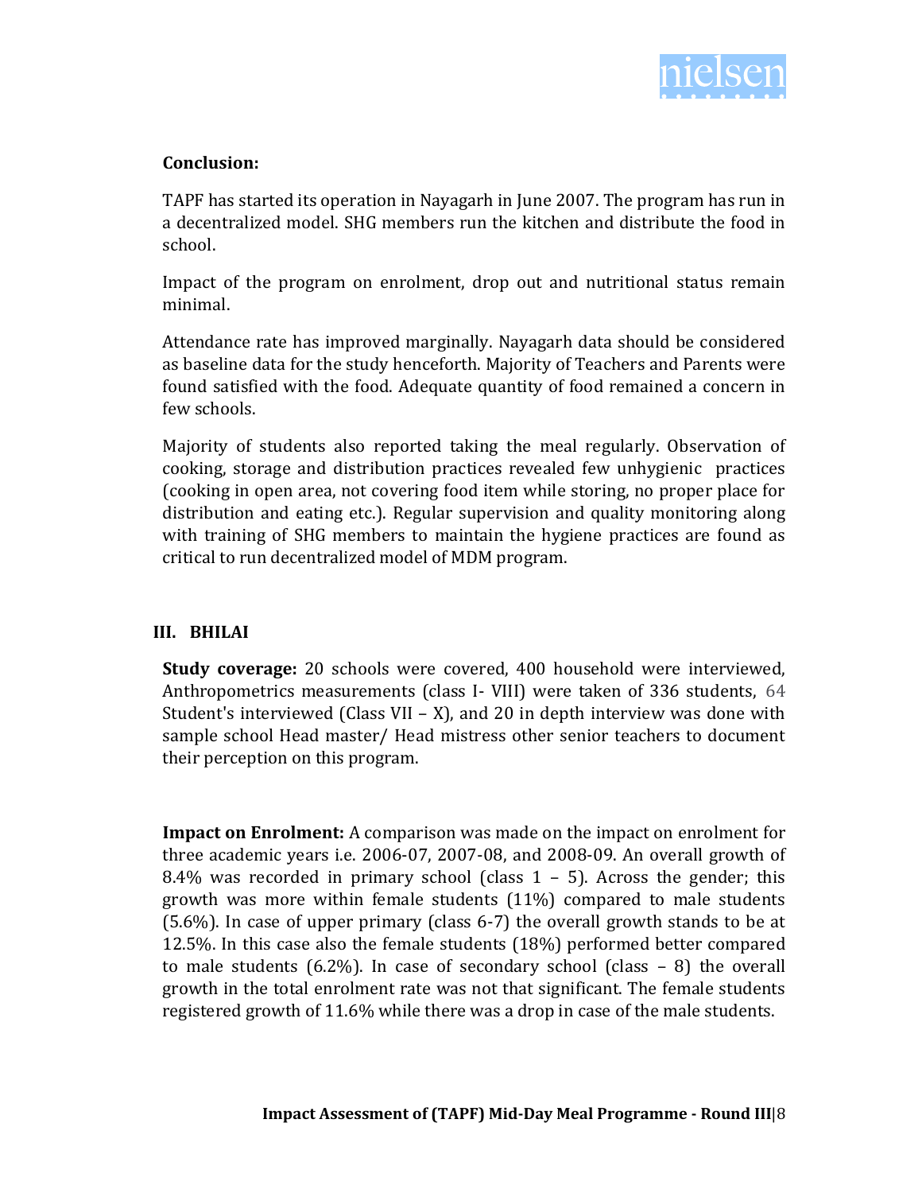**Conclusion:**

TAPF has started its operation in Nayagarh in June 2007. The program has run in a decentralized model. SHG members run the kitchen and distribute the food in school.

Impact of the program on enrolment, drop out and nutritional status remain minimal.

Attendance rate has improved marginally. Nayagarh data should be considered as baseline data for the study henceforth. Majority of Teachers and Parents were found satisfied with the food. Adequate quantity of food remained a concern in few schools.

Majority of students also reported taking the meal regularly. Observation of cooking, storage and distribution practices revealed few unhygienic practices (cooking in open area, not covering food item while storing, no proper place for distribution and eating etc.). Regular supervision and quality monitoring along with training of SHG members to maintain the hygiene practices are found as critical to run decentralized model of MDM program.

## III. BHILAI

**Study coverage:** 20 schools were covered, 400 household were interviewed, Anthropometrics measurements (class I- VIII) were taken of 336 students, 64 Student's interviewed (Class VII – X), and 20 in depth interview was done with sample school Head master/ Head mistress other senior teachers to document their perception on this program.

**Impact on Enrolment:** A comparison was made on the impact on enrolment for three academic years i.e. 2006-07, 2007-08, and 2008-09. An overall growth of 8.4% was recorded in primary school (class 1 – 5). Across the gender; this growth was more within female students (11%) compared to male students (5.6%). In case of upper primary (class 6-7) the overall growth stands to be at 12.5%. In this case also the female students (18%) performed better compared to male students (6.2%). In case of secondary school (class – 8) the overall growth in the total enrolment rate was not that significant. The female students registered growth of 11.6% while there was a drop in case of the male students.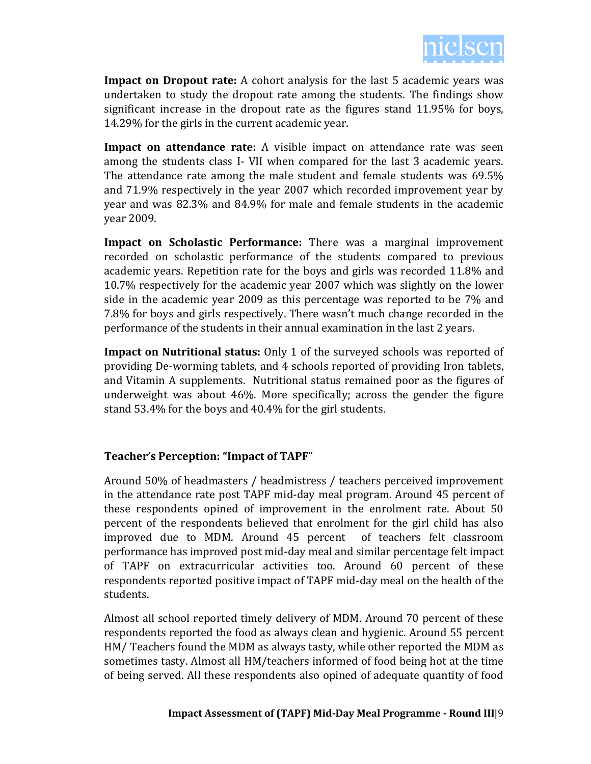**Impact on Dropout rate:** A cohort analysis for the last 5 academic years was undertaken to study the dropout rate among the students. The findings show significant increase in the dropout rate as the figures stand 11.95% for boys, 14.29% for the girls in the current academic year.

**Impact on attendance rate:** A visible impact on attendance rate was seen among the students class I- VII when compared for the last 3 academic years. The attendance rate among the male student and female students was 69.5% and 71.9% respectively in the year 2007 which recorded improvement year by year and was 82.3% and 84.9% for male and female students in the academic year 2009.

**Impact on Scholastic Performance:** There was a marginal improvement recorded on scholastic performance of the students compared to previous academic years. Repetition rate for the boys and girls was recorded 11.8% and 10.7% respectively for the academic year 2007 which was slightly on the lower side in the academic year 2009 as this percentage was reported to be 7% and 7.8% for boys and girls respectively. There wasn't much change recorded in the performance of the students in their annual examination in the last 2 years.

**Impact on Nutritional status:** Only 1 of the surveyed schools was reported of providing De-worming tablets, and 4 schools reported of providing Iron tablets, and Vitamin A supplements. Nutritional status remained poor as the figures of underweight was about 46%. More specifically; across the gender the figure stand 53.4% for the boys and 40.4% for the girl students.

**Teacher's Perception: "Impact of TAPF"**

Around 50% of headmasters / headmistress / teachers perceived improvement in the attendance rate post TAPF mid-day meal program. Around 45 percent of these respondents opined of improvement in the enrolment rate. About 50 percent of the respondents believed that enrolment for the girl child has also improved due to MDM. Around 45 percent of teachers felt classroom performance has improved post mid-day meal and similar percentage felt impact of TAPF on extracurricular activities too. Around 60 percent of these respondents reported positive impact of TAPF mid-day meal on the health of the students.

Almost all school reported timely delivery of MDM. Around 70 percent of these respondents reported the food as always clean and hygienic. Around 55 percent HM/ Teachers found the MDM as always tasty, while other reported the MDM as sometimes tasty. Almost all HM/teachers informed of food being hot at the time of being served. All these respondents also opined of adequate quantity of food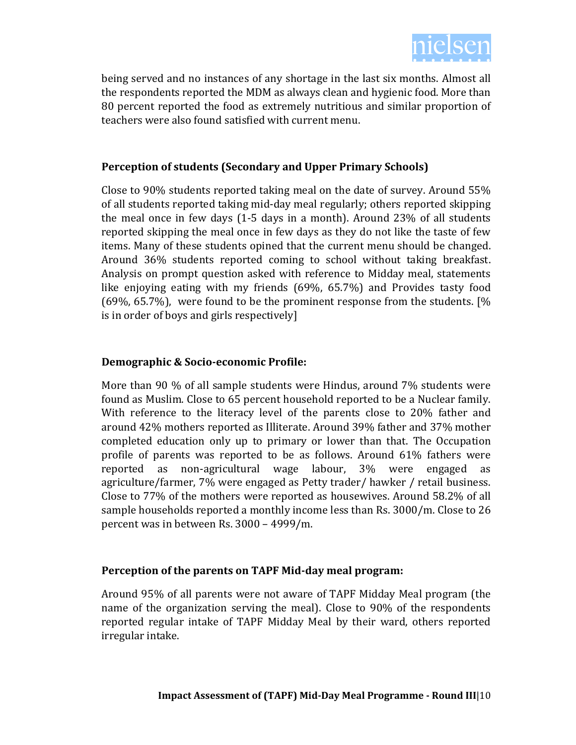being served and no instances of any shortage in the last six months. Almost all the respondents reported the MDM as always clean and hygienic food. More than 80 percent reported the food as extremely nutritious and similar proportion of teachers were also found satisfied with current menu.

**Perception of students (Secondary and Upper Primary Schools)**

Close to 90% students reported taking meal on the date of survey. Around 55% of all students reported taking mid-day meal regularly; others reported skipping the meal once in few days (1-5 days in a month). Around 23% of all students reported skipping the meal once in few days as they do not like the taste of few items. Many of these students opined that the current menu should be changed. Around 36% students reported coming to school without taking breakfast. Analysis on prompt question asked with reference to Midday meal, statements like enjoying eating with my friends (69%, 65.7%) and Provides tasty food (69%, 65.7%), were found to be the prominent response from the students. [% is in order of boys and girls respectively]

**Demographic & Socio-economic Profile:**

More than 90 % of all sample students were Hindus, around 7% students were found as Muslim. Close to 65 percent household reported to be a Nuclear family. With reference to the literacy level of the parents close to 20% father and around 42% mothers reported as Illiterate. Around 39% father and 37% mother completed education only up to primary or lower than that. The Occupation profile of parents was reported to be as follows. Around 61% fathers were reported as non-agricultural wage labour, 3% were engaged as agriculture/farmer, 7% were engaged as Petty trader/ hawker / retail business. Close to 77% of the mothers were reported as housewives. Around 58.2% of all sample households reported a monthly income less than Rs. 3000/m. Close to 26 percent was in between Rs. 3000 – 4999/m.

**Perception of the parents on TAPF Mid-day meal program:**

Around 95% of all parents were not aware of TAPF Midday Meal program (the name of the organization serving the meal). Close to 90% of the respondents reported regular intake of TAPF Midday Meal by their ward, others reported irregular intake.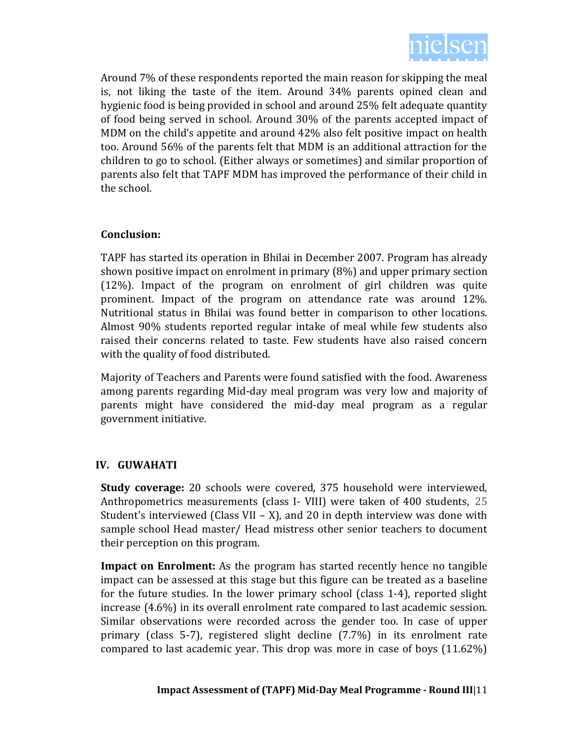Around 7% of these respondents reported the main reason for skipping the meal is, not liking the taste of the item. Around 34% parents opined clean and hygienic food is being provided in school and around 25% felt adequate quantity of food being served in school. Around 30% of the parents accepted impact of MDM on the child's appetite and around 42% also felt positive impact on health too. Around 56% of the parents felt that MDM is an additional attraction for the children to go to school. (Either always or sometimes) and similar proportion of parents also felt that TAPF MDM has improved the performance of their child in the school.

**Conclusion:**

TAPF has started its operation in Bhilai in December 2007. Program has already shown positive impact on enrolment in primary (8%) and upper primary section (12%). Impact of the program on enrolment of girl children was quite prominent. Impact of the program on attendance rate was around 12%. Nutritional status in Bhilai was found better in comparison to other locations. Almost 90% students reported regular intake of meal while few students also raised their concerns related to taste. Few students have also raised concern with the quality of food distributed.

Majority of Teachers and Parents were found satisfied with the food. Awareness among parents regarding Mid-day meal program was very low and majority of parents might have considered the mid-day meal program as a regular government initiative.

## IV. GUWAHATI

**Study coverage:** 20 schools were covered, 375 household were interviewed, Anthropometrics measurements (class I- VIII) were taken of 400 students, 25 Student's interviewed (Class VII – X), and 20 in depth interview was done with sample school Head master/ Head mistress other senior teachers to document their perception on this program.

**Impact on Enrolment:** As the program has started recently hence no tangible impact can be assessed at this stage but this figure can be treated as a baseline for the future studies. In the lower primary school (class 1-4), reported slight increase (4.6%) in its overall enrolment rate compared to last academic session. Similar observations were recorded across the gender too. In case of upper primary (class 5-7), registered slight decline (7.7%) in its enrolment rate compared to last academic year. This drop was more in case of boys (11.62%)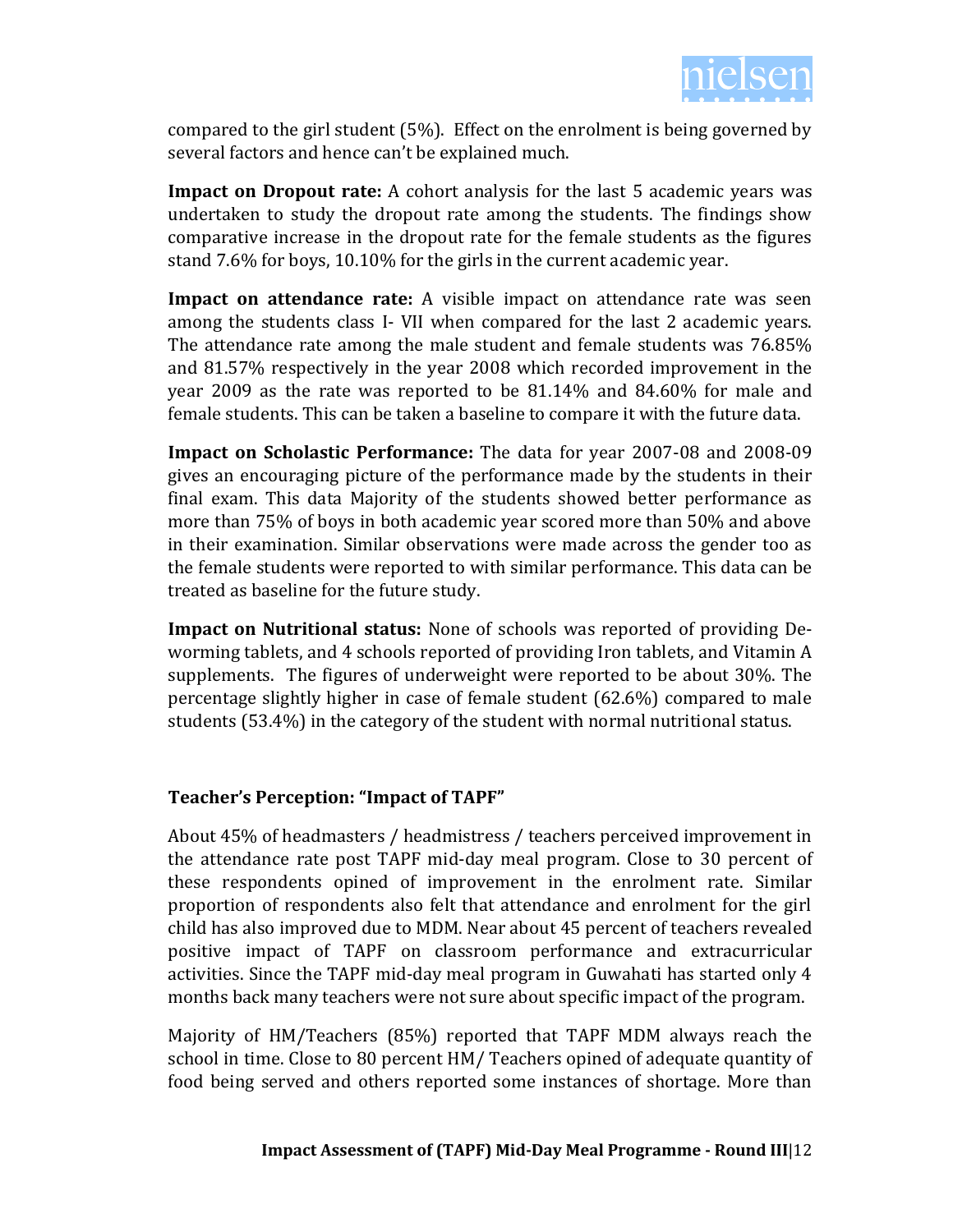compared to the girl student (5%). Effect on the enrolment is being governed by several factors and hence can't be explained much.

**Impact on Dropout rate:** A cohort analysis for the last 5 academic years was undertaken to study the dropout rate among the students. The findings show comparative increase in the dropout rate for the female students as the figures stand 7.6% for boys, 10.10% for the girls in the current academic year.

**Impact on attendance rate:** A visible impact on attendance rate was seen among the students class I- VII when compared for the last 2 academic years. The attendance rate among the male student and female students was 76.85% and 81.57% respectively in the year 2008 which recorded improvement in the year 2009 as the rate was reported to be 81.14% and 84.60% for male and female students. This can be taken a baseline to compare it with the future data.

**Impact on Scholastic Performance:** The data for year 2007-08 and 2008-09 gives an encouraging picture of the performance made by the students in their final exam. This data Majority of the students showed better performance as more than 75% of boys in both academic year scored more than 50% and above in their examination. Similar observations were made across the gender too as the female students were reported to with similar performance. This data can be treated as baseline for the future study.

**Impact on Nutritional status:** None of schools was reported of providing De-worming tablets, and 4 schools reported of providing Iron tablets, and Vitamin A supplements. The figures of underweight were reported to be about 30%. The percentage slightly higher in case of female student (62.6%) compared to male students (53.4%) in the category of the student with normal nutritional status.

### Teacher's Perception: "Impact of TAPF"

About 45% of headmasters / headmistress / teachers perceived improvement in the attendance rate post TAPF mid-day meal program. Close to 30 percent of these respondents opined of improvement in the enrolment rate. Similar proportion of respondents also felt that attendance and enrolment for the girl child has also improved due to MDM. Near about 45 percent of teachers revealed positive impact of TAPF on classroom performance and extracurricular activities. Since the TAPF mid-day meal program in Guwahati has started only 4 months back many teachers were not sure about specific impact of the program.

Majority of HM/Teachers (85%) reported that TAPF MDM always reach the school in time. Close to 80 percent HM/ Teachers opined of adequate quantity of food being served and others reported some instances of shortage. More than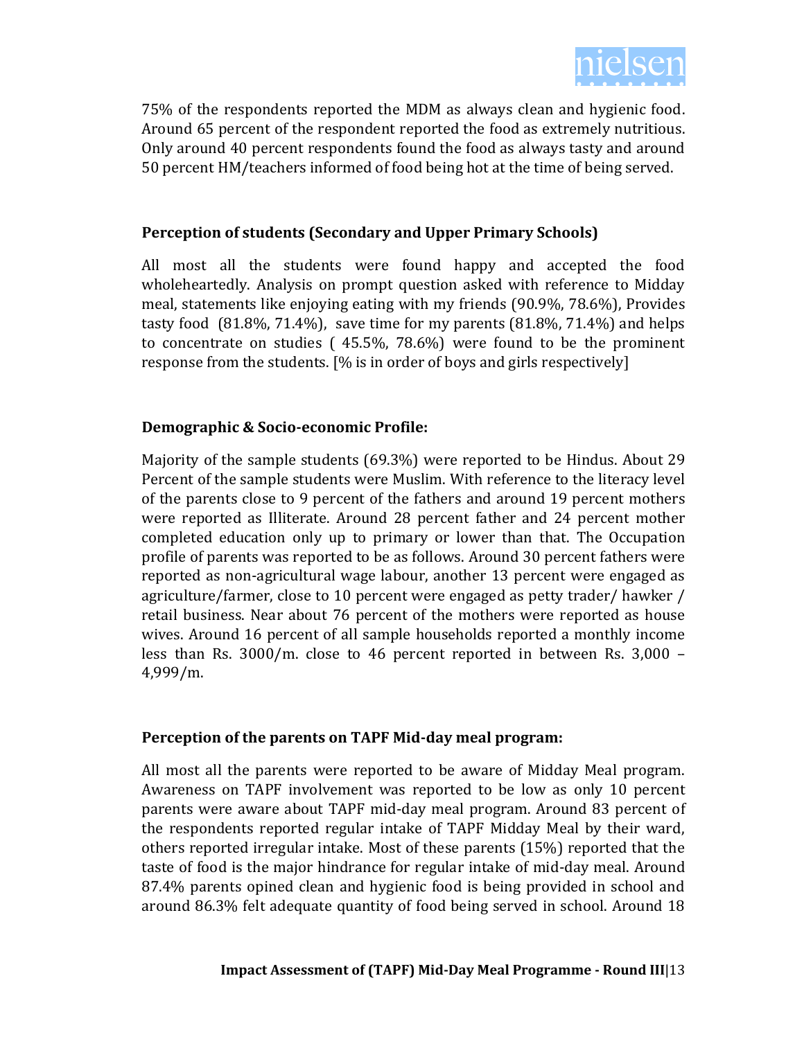75% of the respondents reported the MDM as always clean and hygienic food. Around 65 percent of the respondent reported the food as extremely nutritious. Only around 40 percent respondents found the food as always tasty and around 50 percent HM/teachers informed of food being hot at the time of being served.

**Perception of students (Secondary and Upper Primary Schools)**

All most all the students were found happy and accepted the food wholeheartedly. Analysis on prompt question asked with reference to Midday meal, statements like enjoying eating with my friends (90.9%, 78.6%), Provides tasty food (81.8%, 71.4%), save time for my parents (81.8%, 71.4%) and helps to concentrate on studies ( 45.5%, 78.6%) were found to be the prominent response from the students. [% is in order of boys and girls respectively]

**Demographic & Socio-economic Profile:**

Majority of the sample students (69.3%) were reported to be Hindus. About 29 Percent of the sample students were Muslim. With reference to the literacy level of the parents close to 9 percent of the fathers and around 19 percent mothers were reported as Illiterate. Around 28 percent father and 24 percent mother completed education only up to primary or lower than that. The Occupation profile of parents was reported to be as follows. Around 30 percent fathers were reported as non-agricultural wage labour, another 13 percent were engaged as agriculture/farmer, close to 10 percent were engaged as petty trader/ hawker / retail business. Near about 76 percent of the mothers were reported as house wives. Around 16 percent of all sample households reported a monthly income less than Rs. 3000/m. close to 46 percent reported in between Rs. 3,000 – 4,999/m.

**Perception of the parents on TAPF Mid-day meal program:**

All most all the parents were reported to be aware of Midday Meal program. Awareness on TAPF involvement was reported to be low as only 10 percent parents were aware about TAPF mid-day meal program. Around 83 percent of the respondents reported regular intake of TAPF Midday Meal by their ward, others reported irregular intake. Most of these parents (15%) reported that the taste of food is the major hindrance for regular intake of mid-day meal. Around 87.4% parents opined clean and hygienic food is being provided in school and around 86.3% felt adequate quantity of food being served in school. Around 18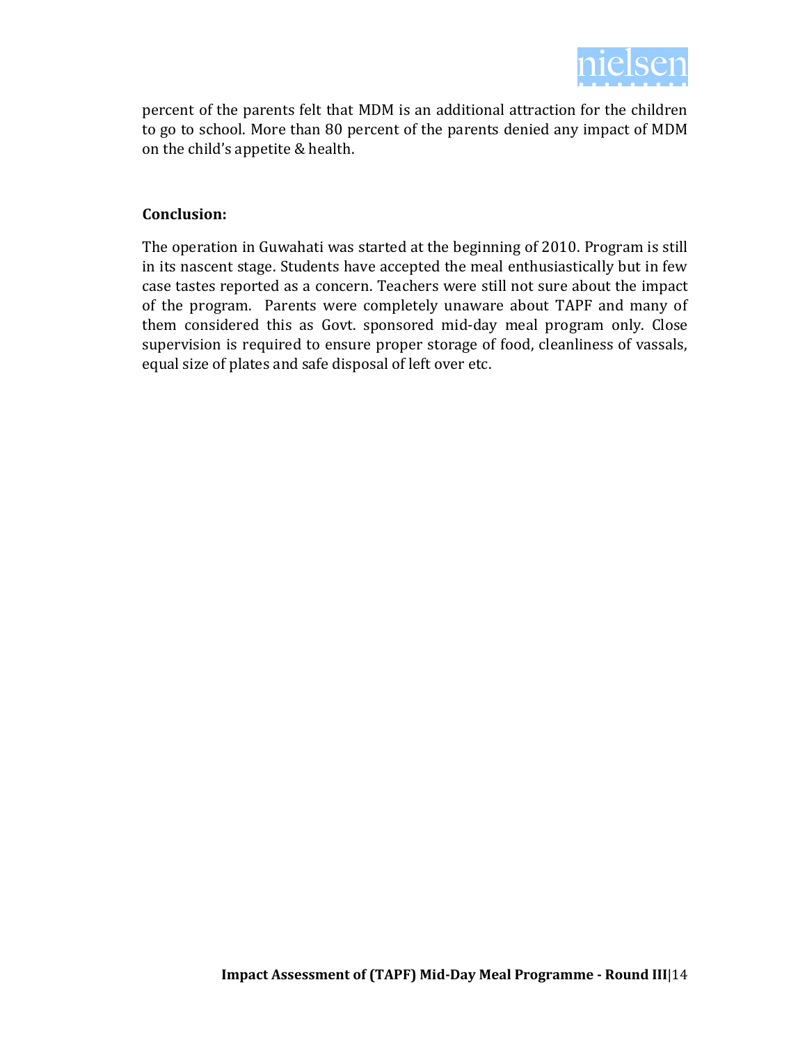percent of the parents felt that MDM is an additional attraction for the children to go to school. More than 80 percent of the parents denied any impact of MDM on the child's appetite & health.

**Conclusion:**

The operation in Guwahati was started at the beginning of 2010. Program is still in its nascent stage. Students have accepted the meal enthusiastically but in few case tastes reported as a concern. Teachers were still not sure about the impact of the program. Parents were completely unaware about TAPF and many of them considered this as Govt. sponsored mid-day meal program only. Close supervision is required to ensure proper storage of food, cleanliness of vassals, equal size of plates and safe disposal of left over etc.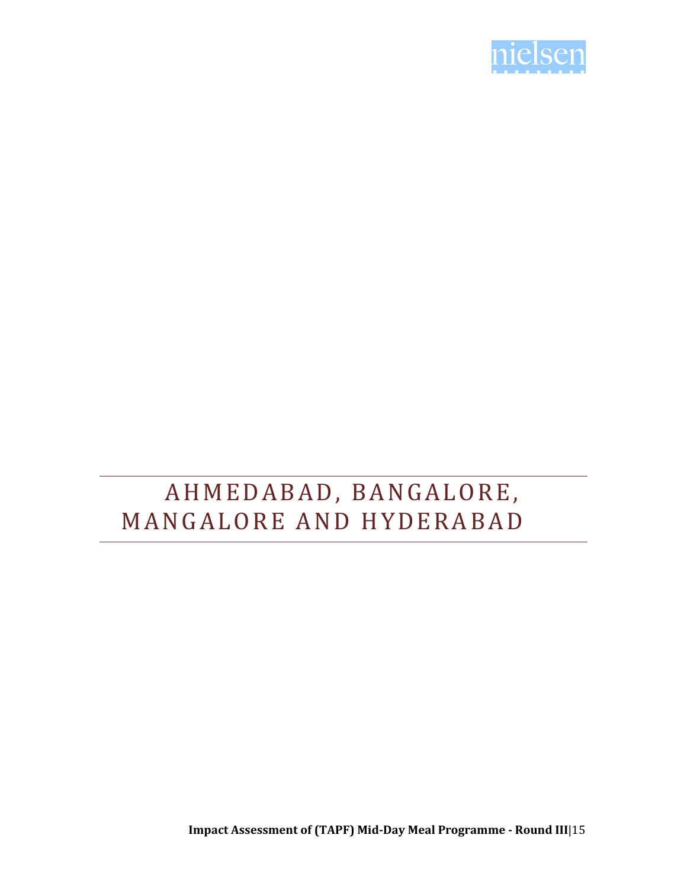# AHMEDABAD, BANGALORE, MANGALORE AND HYDERABAD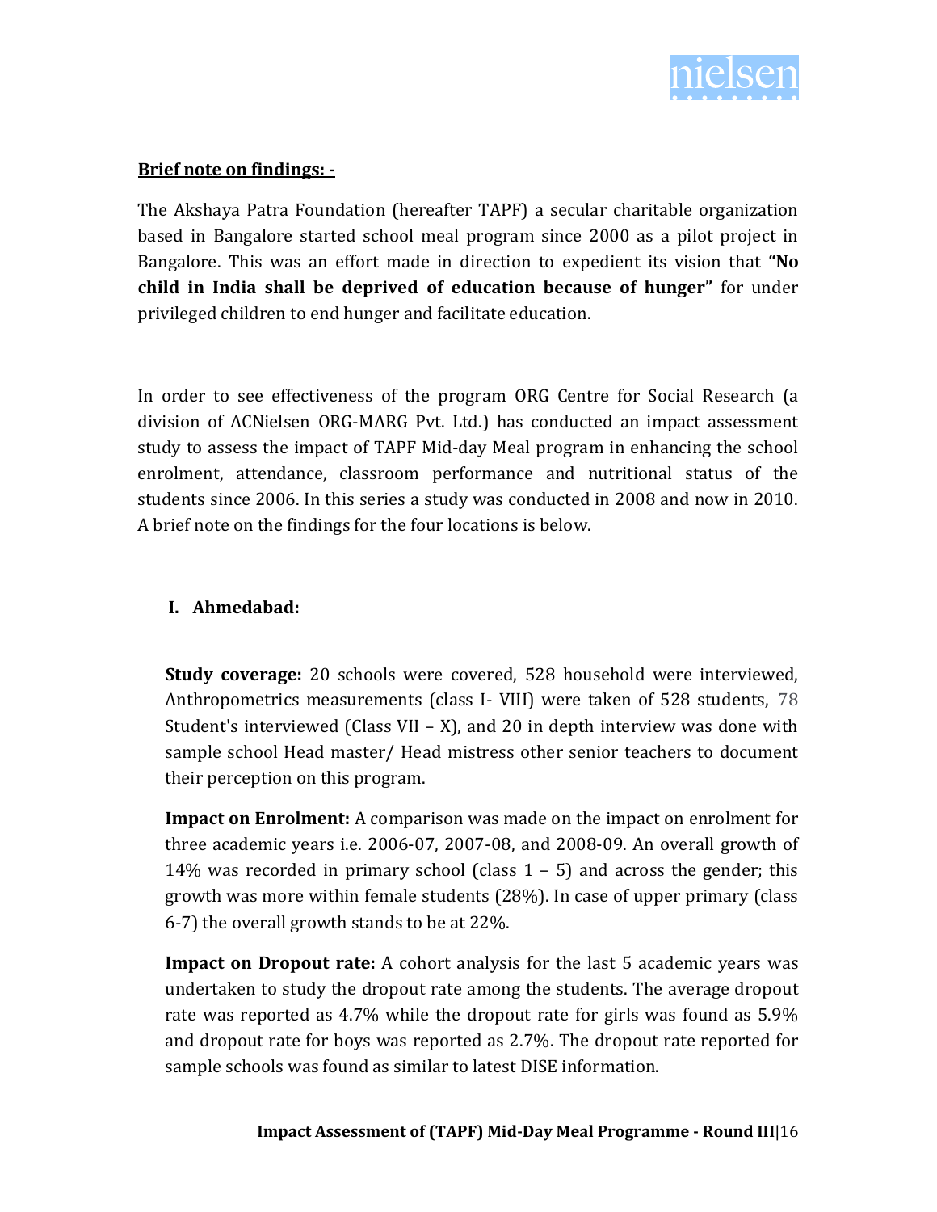**Brief note on findings: -**

The Akshaya Patra Foundation (hereafter TAPF) a secular charitable organization based in Bangalore started school meal program since 2000 as a pilot project in Bangalore. This was an effort made in direction to expedient its vision that **"No child in India shall be deprived of education because of hunger"** for under privileged children to end hunger and facilitate education.

In order to see effectiveness of the program ORG Centre for Social Research (a division of ACNielsen ORG-MARG Pvt. Ltd.) has conducted an impact assessment study to assess the impact of TAPF Mid-day Meal program in enhancing the school enrolment, attendance, classroom performance and nutritional status of the students since 2006. In this series a study was conducted in 2008 and now in 2010. A brief note on the findings for the four locations is below.

## I. Ahmedabad:

**Study coverage:** 20 schools were covered, 528 household were interviewed, Anthropometrics measurements (class I- VIII) were taken of 528 students, 78 Student's interviewed (Class VII – X), and 20 in depth interview was done with sample school Head master/ Head mistress other senior teachers to document their perception on this program.

**Impact on Enrolment:** A comparison was made on the impact on enrolment for three academic years i.e. 2006-07, 2007-08, and 2008-09. An overall growth of 14% was recorded in primary school (class 1 – 5) and across the gender; this growth was more within female students (28%). In case of upper primary (class 6-7) the overall growth stands to be at 22%.

**Impact on Dropout rate:** A cohort analysis for the last 5 academic years was undertaken to study the dropout rate among the students. The average dropout rate was reported as 4.7% while the dropout rate for girls was found as 5.9% and dropout rate for boys was reported as 2.7%. The dropout rate reported for sample schools was found as similar to latest DISE information.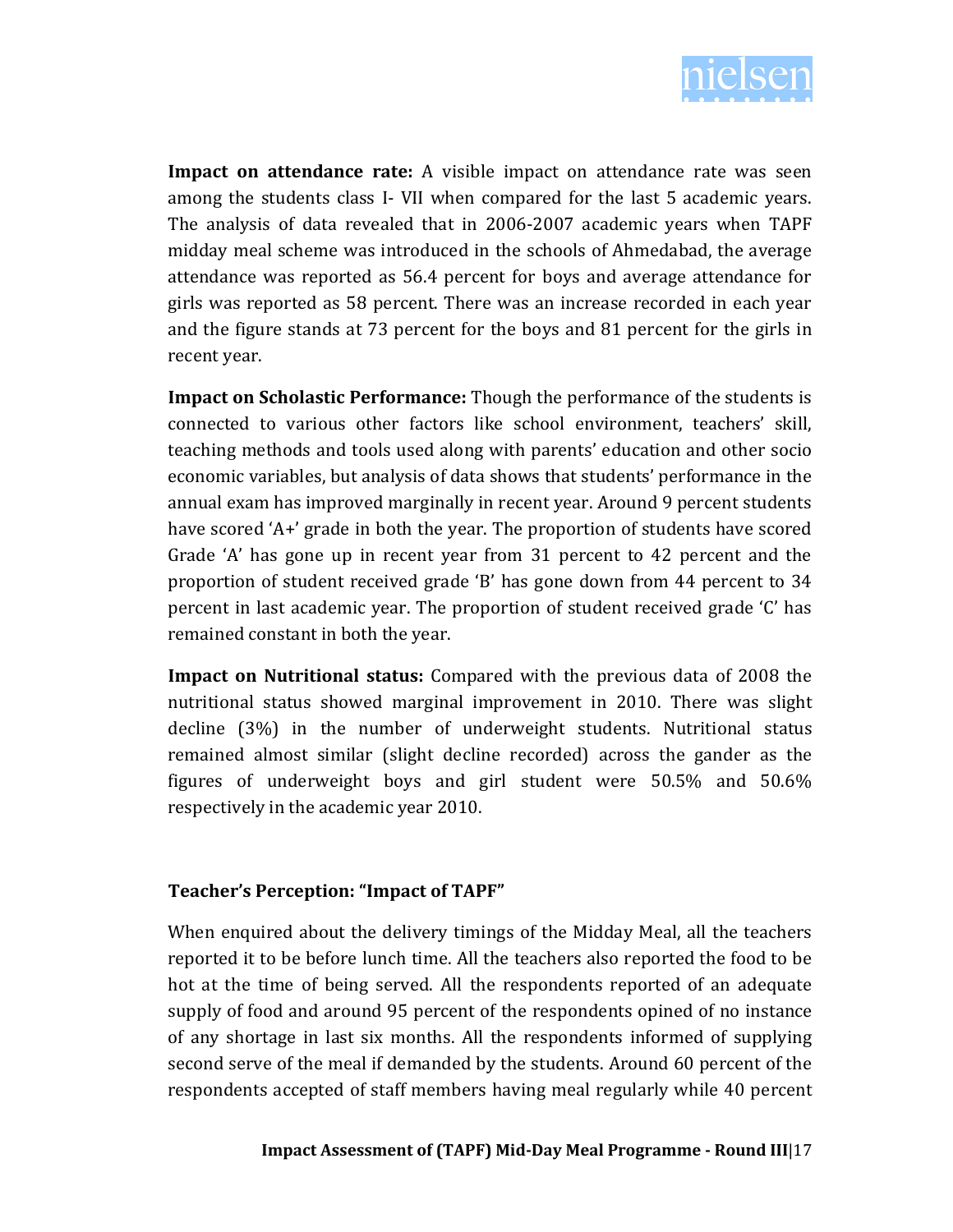**Impact on attendance rate:** A visible impact on attendance rate was seen among the students class I- VII when compared for the last 5 academic years. The analysis of data revealed that in 2006-2007 academic years when TAPF midday meal scheme was introduced in the schools of Ahmedabad, the average attendance was reported as 56.4 percent for boys and average attendance for girls was reported as 58 percent. There was an increase recorded in each year and the figure stands at 73 percent for the boys and 81 percent for the girls in recent year.

**Impact on Scholastic Performance:** Though the performance of the students is connected to various other factors like school environment, teachers' skill, teaching methods and tools used along with parents' education and other socio economic variables, but analysis of data shows that students' performance in the annual exam has improved marginally in recent year. Around 9 percent students have scored 'A+' grade in both the year. The proportion of students have scored Grade 'A' has gone up in recent year from 31 percent to 42 percent and the proportion of student received grade 'B' has gone down from 44 percent to 34 percent in last academic year. The proportion of student received grade 'C' has remained constant in both the year.

**Impact on Nutritional status:** Compared with the previous data of 2008 the nutritional status showed marginal improvement in 2010. There was slight decline (3%) in the number of underweight students. Nutritional status remained almost similar (slight decline recorded) across the gander as the figures of underweight boys and girl student were 50.5% and 50.6% respectively in the academic year 2010.

### Teacher's Perception: "Impact of TAPF"

When enquired about the delivery timings of the Midday Meal, all the teachers reported it to be before lunch time. All the teachers also reported the food to be hot at the time of being served. All the respondents reported of an adequate supply of food and around 95 percent of the respondents opined of no instance of any shortage in last six months. All the respondents informed of supplying second serve of the meal if demanded by the students. Around 60 percent of the respondents accepted of staff members having meal regularly while 40 percent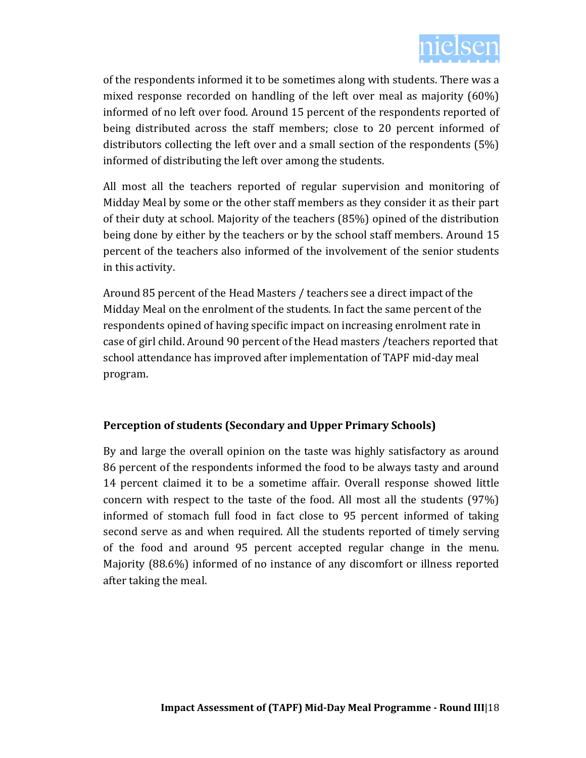of the respondents informed it to be sometimes along with students. There was a mixed response recorded on handling of the left over meal as majority (60%) informed of no left over food. Around 15 percent of the respondents reported of being distributed across the staff members; close to 20 percent informed of distributors collecting the left over and a small section of the respondents (5%) informed of distributing the left over among the students.

All most all the teachers reported of regular supervision and monitoring of Midday Meal by some or the other staff members as they consider it as their part of their duty at school. Majority of the teachers (85%) opined of the distribution being done by either by the teachers or by the school staff members. Around 15 percent of the teachers also informed of the involvement of the senior students in this activity.

Around 85 percent of the Head Masters / teachers see a direct impact of the Midday Meal on the enrolment of the students. In fact the same percent of the respondents opined of having specific impact on increasing enrolment rate in case of girl child. Around 90 percent of the Head masters /teachers reported that school attendance has improved after implementation of TAPF mid-day meal program.

### Perception of students (Secondary and Upper Primary Schools)

By and large the overall opinion on the taste was highly satisfactory as around 86 percent of the respondents informed the food to be always tasty and around 14 percent claimed it to be a sometime affair. Overall response showed little concern with respect to the taste of the food. All most all the students (97%) informed of stomach full food in fact close to 95 percent informed of taking second serve as and when required. All the students reported of timely serving of the food and around 95 percent accepted regular change in the menu. Majority (88.6%) informed of no instance of any discomfort or illness reported after taking the meal.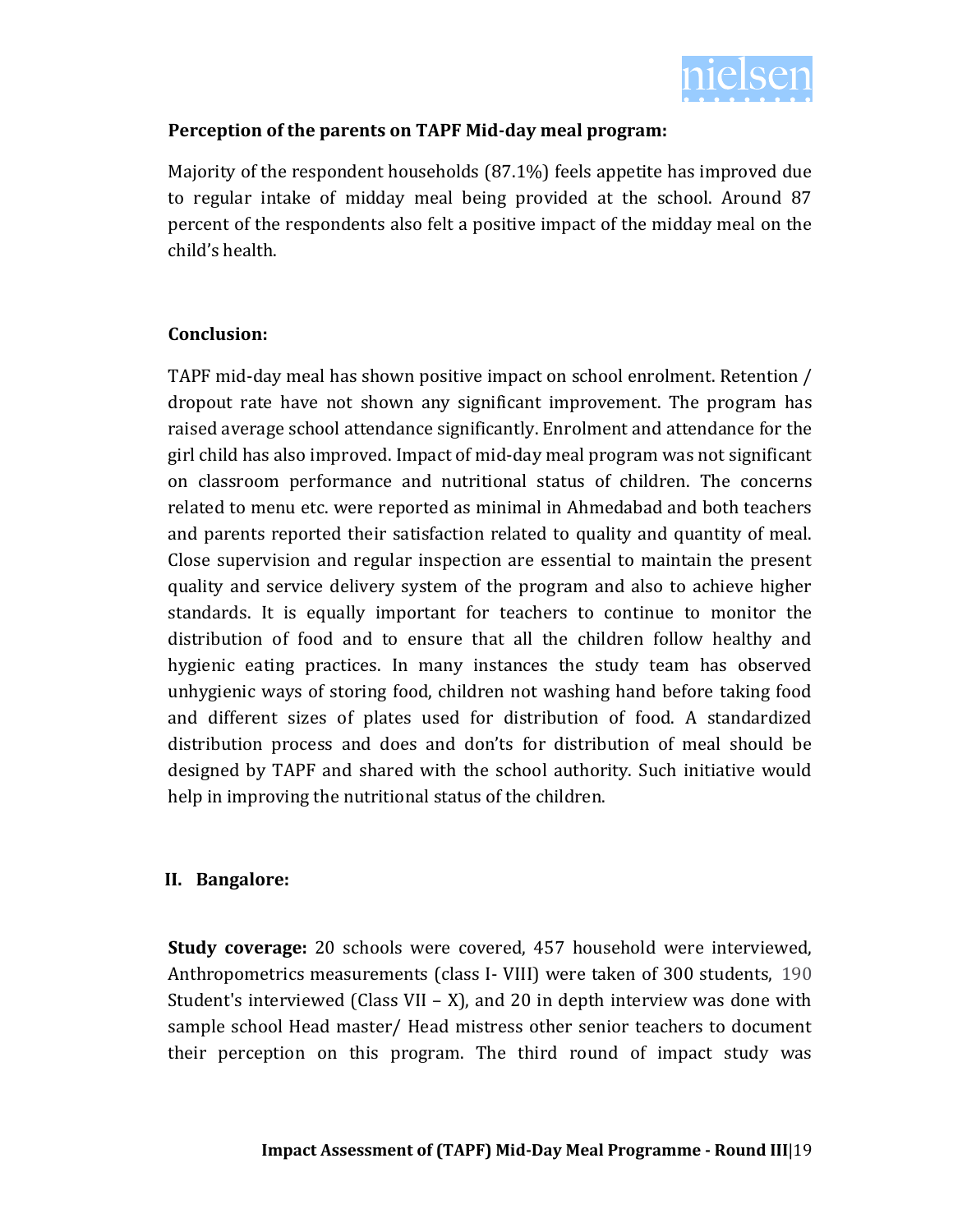**Perception of the parents on TAPF Mid-day meal program:**

Majority of the respondent households (87.1%) feels appetite has improved due to regular intake of midday meal being provided at the school. Around 87 percent of the respondents also felt a positive impact of the midday meal on the child's health.

**Conclusion:**

TAPF mid-day meal has shown positive impact on school enrolment. Retention / dropout rate have not shown any significant improvement. The program has raised average school attendance significantly. Enrolment and attendance for the girl child has also improved. Impact of mid-day meal program was not significant on classroom performance and nutritional status of children. The concerns related to menu etc. were reported as minimal in Ahmedabad and both teachers and parents reported their satisfaction related to quality and quantity of meal. Close supervision and regular inspection are essential to maintain the present quality and service delivery system of the program and also to achieve higher standards. It is equally important for teachers to continue to monitor the distribution of food and to ensure that all the children follow healthy and hygienic eating practices. In many instances the study team has observed unhygienic ways of storing food, children not washing hand before taking food and different sizes of plates used for distribution of food. A standardized distribution process and does and don'ts for distribution of meal should be designed by TAPF and shared with the school authority. Such initiative would help in improving the nutritional status of the children.

## II. Bangalore:

**Study coverage:** 20 schools were covered, 457 household were interviewed, Anthropometrics measurements (class I- VIII) were taken of 300 students, 190 Student's interviewed (Class VII – X), and 20 in depth interview was done with sample school Head master/ Head mistress other senior teachers to document their perception on this program. The third round of impact study was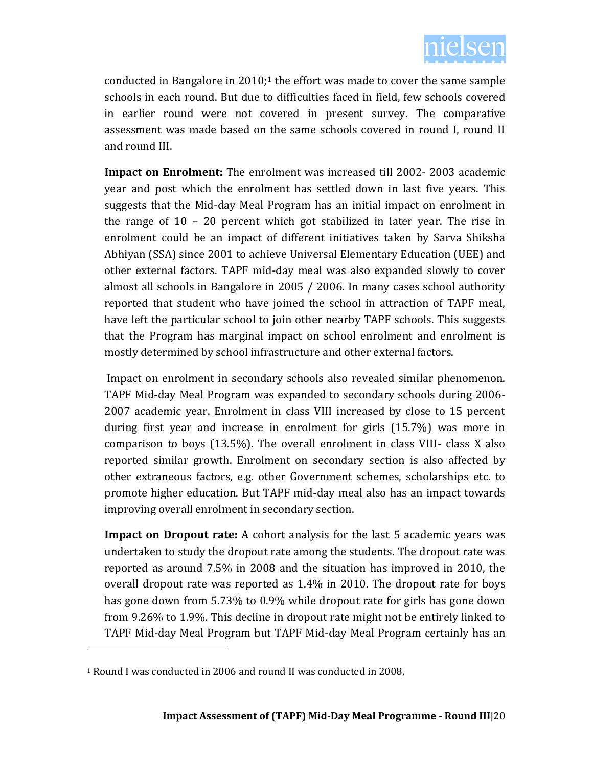conducted in Bangalore in 2010;[1] the effort was made to cover the same sample schools in each round. But due to difficulties faced in field, few schools covered in earlier round were not covered in present survey. The comparative assessment was made based on the same schools covered in round I, round II and round III.

**Impact on Enrolment:** The enrolment was increased till 2002- 2003 academic year and post which the enrolment has settled down in last five years. This suggests that the Mid-day Meal Program has an initial impact on enrolment in the range of 10 – 20 percent which got stabilized in later year. The rise in enrolment could be an impact of different initiatives taken by Sarva Shiksha Abhiyan (SSA) since 2001 to achieve Universal Elementary Education (UEE) and other external factors. TAPF mid-day meal was also expanded slowly to cover almost all schools in Bangalore in 2005 / 2006. In many cases school authority reported that student who have joined the school in attraction of TAPF meal, have left the particular school to join other nearby TAPF schools. This suggests that the Program has marginal impact on school enrolment and enrolment is mostly determined by school infrastructure and other external factors.

Impact on enrolment in secondary schools also revealed similar phenomenon. TAPF Mid-day Meal Program was expanded to secondary schools during 2006-2007 academic year. Enrolment in class VIII increased by close to 15 percent during first year and increase in enrolment for girls (15.7%) was more in comparison to boys (13.5%). The overall enrolment in class VIII- class X also reported similar growth. Enrolment on secondary section is also affected by other extraneous factors, e.g. other Government schemes, scholarships etc. to promote higher education. But TAPF mid-day meal also has an impact towards improving overall enrolment in secondary section.

**Impact on Dropout rate:** A cohort analysis for the last 5 academic years was undertaken to study the dropout rate among the students. The dropout rate was reported as around 7.5% in 2008 and the situation has improved in 2010, the overall dropout rate was reported as 1.4% in 2010. The dropout rate for boys has gone down from 5.73% to 0.9% while dropout rate for girls has gone down from 9.26% to 1.9%. This decline in dropout rate might not be entirely linked to TAPF Mid-day Meal Program but TAPF Mid-day Meal Program certainly has an

[1] Round I was conducted in 2006 and round II was conducted in 2008,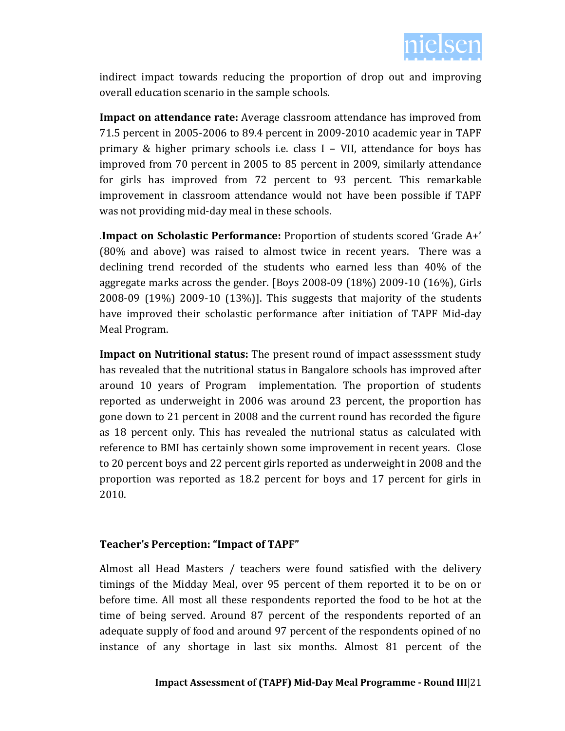indirect impact towards reducing the proportion of drop out and improving overall education scenario in the sample schools.

**Impact on attendance rate:** Average classroom attendance has improved from 71.5 percent in 2005-2006 to 89.4 percent in 2009-2010 academic year in TAPF primary & higher primary schools i.e. class I – VII, attendance for boys has improved from 70 percent in 2005 to 85 percent in 2009, similarly attendance for girls has improved from 72 percent to 93 percent. This remarkable improvement in classroom attendance would not have been possible if TAPF was not providing mid-day meal in these schools.

.**Impact on Scholastic Performance:** Proportion of students scored 'Grade A+' (80% and above) was raised to almost twice in recent years. There was a declining trend recorded of the students who earned less than 40% of the aggregate marks across the gender. [Boys 2008-09 (18%) 2009-10 (16%), Girls 2008-09 (19%) 2009-10 (13%)]. This suggests that majority of the students have improved their scholastic performance after initiation of TAPF Mid-day Meal Program.

**Impact on Nutritional status:** The present round of impact assesssment study has revealed that the nutritional status in Bangalore schools has improved after around 10 years of Program implementation. The proportion of students reported as underweight in 2006 was around 23 percent, the proportion has gone down to 21 percent in 2008 and the current round has recorded the figure as 18 percent only. This has revealed the nutronal status as calculated with reference to BMI has certainly shown some improvement in recent years. Close to 20 percent boys and 22 percent girls reported as underweight in 2008 and the proportion was reported as 18.2 percent for boys and 17 percent for girls in 2010.

### Teacher's Perception: "Impact of TAPF"

Almost all Head Masters / teachers were found satisfied with the delivery timings of the Midday Meal, over 95 percent of them reported it to be on or before time. All most all these respondents reported the food to be hot at the time of being served. Around 87 percent of the respondents reported of an adequate supply of food and around 97 percent of the respondents opined of no instance of any shortage in last six months. Almost 81 percent of the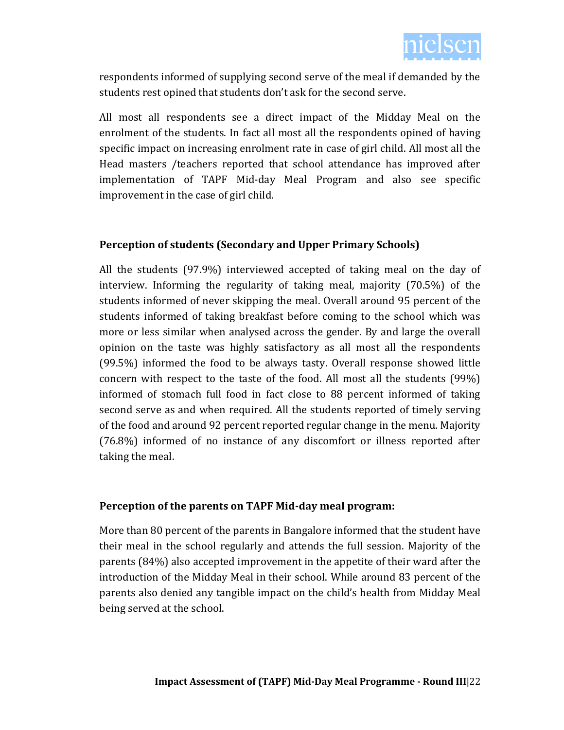respondents informed of supplying second serve of the meal if demanded by the students rest opined that students don't ask for the second serve.

All most all respondents see a direct impact of the Midday Meal on the enrolment of the students. In fact all most all the respondents opined of having specific impact on increasing enrolment rate in case of girl child. All most all the Head masters /teachers reported that school attendance has improved after implementation of TAPF Mid-day Meal Program and also see specific improvement in the case of girl child.

**Perception of students (Secondary and Upper Primary Schools)**

All the students (97.9%) interviewed accepted of taking meal on the day of interview. Informing the regularity of taking meal, majority (70.5%) of the students informed of never skipping the meal. Overall around 95 percent of the students informed of taking breakfast before coming to the school which was more or less similar when analysed across the gender. By and large the overall opinion on the taste was highly satisfactory as all most all the respondents (99.5%) informed the food to be always tasty. Overall response showed little concern with respect to the taste of the food. All most all the students (99%) informed of stomach full food in fact close to 88 percent informed of taking second serve as and when required. All the students reported of timely serving of the food and around 92 percent reported regular change in the menu. Majority (76.8%) informed of no instance of any discomfort or illness reported after taking the meal.

**Perception of the parents on TAPF Mid-day meal program:**

More than 80 percent of the parents in Bangalore informed that the student have their meal in the school regularly and attends the full session. Majority of the parents (84%) also accepted improvement in the appetite of their ward after the introduction of the Midday Meal in their school. While around 83 percent of the parents also denied any tangible impact on the child's health from Midday Meal being served at the school.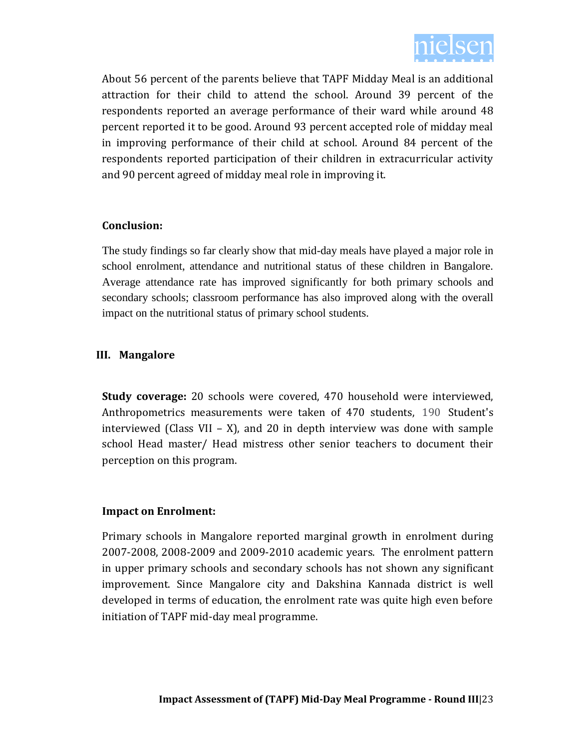About 56 percent of the parents believe that TAPF Midday Meal is an additional attraction for their child to attend the school. Around 39 percent of the respondents reported an average performance of their ward while around 48 percent reported it to be good. Around 93 percent accepted role of midday meal in improving performance of their child at school. Around 84 percent of the respondents reported participation of their children in extracurricular activity and 90 percent agreed of midday meal role in improving it.

**Conclusion:**

The study findings so far clearly show that mid-day meals have played a major role in school enrolment, attendance and nutritional status of these children in Bangalore. Average attendance rate has improved significantly for both primary schools and secondary schools; classroom performance has also improved along with the overall impact on the nutritional status of primary school students.

## III. Mangalore

**Study coverage:** 20 schools were covered, 470 household were interviewed, Anthropometrics measurements were taken of 470 students, 190 Student's interviewed (Class VII – X), and 20 in depth interview was done with sample school Head master/ Head mistress other senior teachers to document their perception on this program.

**Impact on Enrolment:**

Primary schools in Mangalore reported marginal growth in enrolment during 2007-2008, 2008-2009 and 2009-2010 academic years. The enrolment pattern in upper primary schools and secondary schools has not shown any significant improvement. Since Mangalore city and Dakshina Kannada district is well developed in terms of education, the enrolment rate was quite high even before initiation of TAPF mid-day meal programme.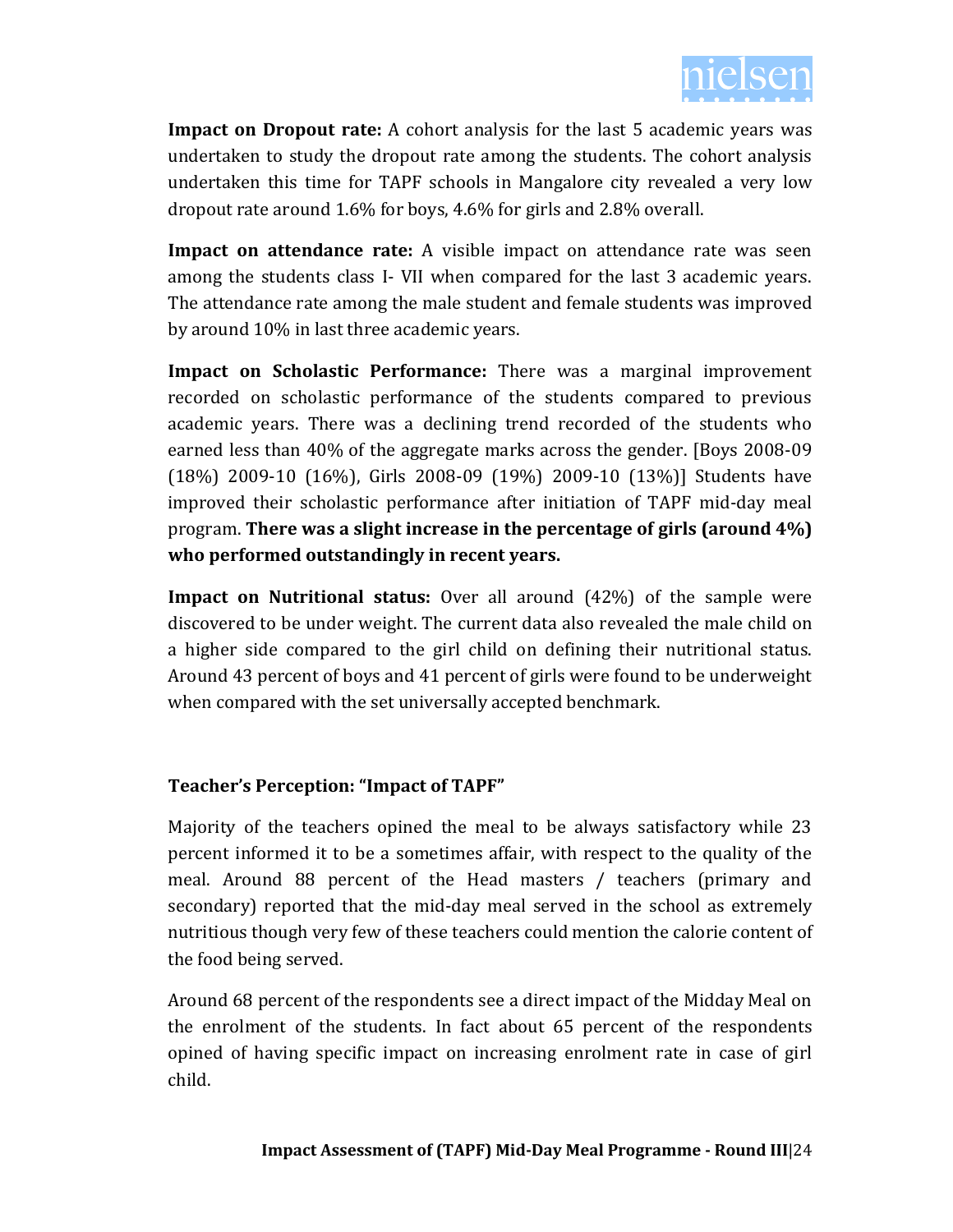**Impact on Dropout rate:** A cohort analysis for the last 5 academic years was undertaken to study the dropout rate among the students. The cohort analysis undertaken this time for TAPF schools in Mangalore city revealed a very low dropout rate around 1.6% for boys, 4.6% for girls and 2.8% overall.

**Impact on attendance rate:** A visible impact on attendance rate was seen among the students class I- VII when compared for the last 3 academic years. The attendance rate among the male student and female students was improved by around 10% in last three academic years.

**Impact on Scholastic Performance:** There was a marginal improvement recorded on scholastic performance of the students compared to previous academic years. There was a declining trend recorded of the students who earned less than 40% of the aggregate marks across the gender. [Boys 2008-09 (18%) 2009-10 (16%), Girls 2008-09 (19%) 2009-10 (13%)] Students have improved their scholastic performance after initiation of TAPF mid-day meal program. **There was a slight increase in the percentage of girls (around 4%) who performed outstandingly in recent years.**

**Impact on Nutritional status:** Over all around (42%) of the sample were discovered to be under weight. The current data also revealed the male child on a higher side compared to the girl child on defining their nutritional status. Around 43 percent of boys and 41 percent of girls were found to be underweight when compared with the set universally accepted benchmark.

### Teacher's Perception: "Impact of TAPF"

Majority of the teachers opined the meal to be always satisfactory while 23 percent informed it to be a sometimes affair, with respect to the quality of the meal. Around 88 percent of the Head masters / teachers (primary and secondary) reported that the mid-day meal served in the school as extremely nutritious though very few of these teachers could mention the calorie content of the food being served.

Around 68 percent of the respondents see a direct impact of the Midday Meal on the enrolment of the students. In fact about 65 percent of the respondents opined of having specific impact on increasing enrolment rate in case of girl child.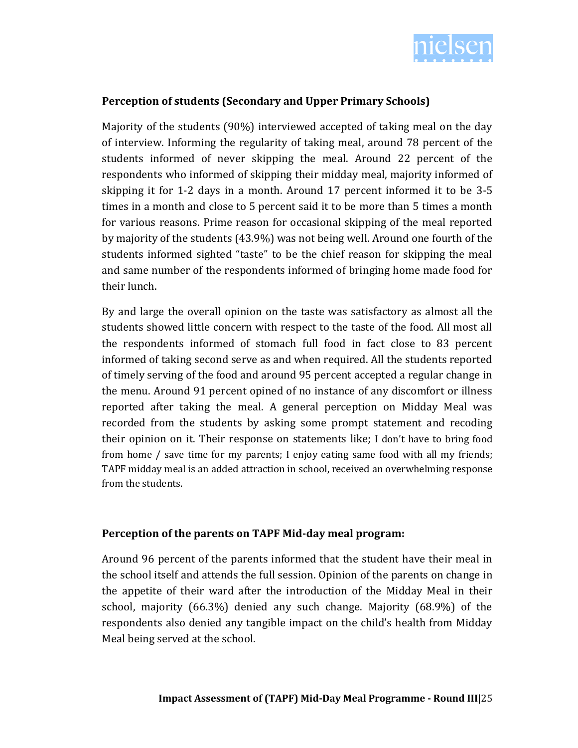**Perception of students (Secondary and Upper Primary Schools)**

Majority of the students (90%) interviewed accepted of taking meal on the day of interview. Informing the regularity of taking meal, around 78 percent of the students informed of never skipping the meal. Around 22 percent of the respondents who informed of skipping their midday meal, majority informed of skipping it for 1-2 days in a month. Around 17 percent informed it to be 3-5 times in a month and close to 5 percent said it to be more than 5 times a month for various reasons. Prime reason for occasional skipping of the meal reported by majority of the students (43.9%) was not being well. Around one fourth of the students informed sighted "taste" to be the chief reason for skipping the meal and same number of the respondents informed of bringing home made food for their lunch.

By and large the overall opinion on the taste was satisfactory as almost all the students showed little concern with respect to the taste of the food. All most all the respondents informed of stomach full food in fact close to 83 percent informed of taking second serve as and when required. All the students reported of timely serving of the food and around 95 percent accepted a regular change in the menu. Around 91 percent opined of no instance of any discomfort or illness reported after taking the meal. A general perception on Midday Meal was recorded from the students by asking some prompt statement and recoding their opinion on it. Their response on statements like; I don't have to bring food from home / save time for my parents; I enjoy eating same food with all my friends; TAPF midday meal is an added attraction in school, received an overwhelming response from the students.

**Perception of the parents on TAPF Mid-day meal program:**

Around 96 percent of the parents informed that the student have their meal in the school itself and attends the full session. Opinion of the parents on change in the appetite of their ward after the introduction of the Midday Meal in their school, majority (66.3%) denied any such change. Majority (68.9%) of the respondents also denied any tangible impact on the child's health from Midday Meal being served at the school.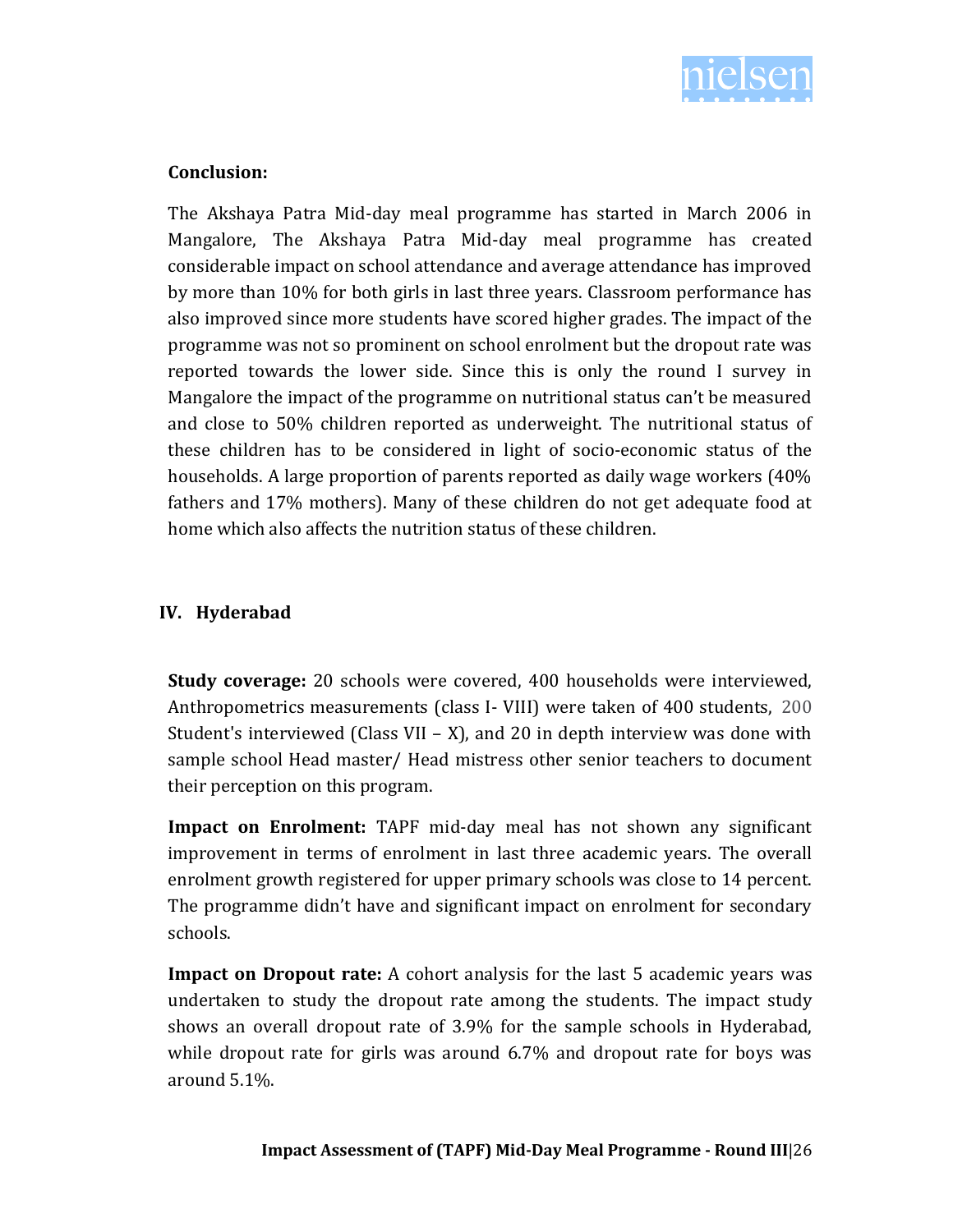**Conclusion:**

The Akshaya Patra Mid-day meal programme has started in March 2006 in Mangalore, The Akshaya Patra Mid-day meal programme has created considerable impact on school attendance and average attendance has improved by more than 10% for both girls in last three years. Classroom performance has also improved since more students have scored higher grades. The impact of the programme was not so prominent on school enrolment but the dropout rate was reported towards the lower side. Since this is only the round I survey in Mangalore the impact of the programme on nutritional status can't be measured and close to 50% children reported as underweight. The nutritional status of these children has to be considered in light of socio-economic status of the households. A large proportion of parents reported as daily wage workers (40% fathers and 17% mothers). Many of these children do not get adequate food at home which also affects the nutrition status of these children.

## IV. Hyderabad

**Study coverage:** 20 schools were covered, 400 households were interviewed, Anthropometrics measurements (class I- VIII) were taken of 400 students, 200 Student's interviewed (Class VII – X), and 20 in depth interview was done with sample school Head master/ Head mistress other senior teachers to document their perception on this program.

**Impact on Enrolment:** TAPF mid-day meal has not shown any significant improvement in terms of enrolment in last three academic years. The overall enrolment growth registered for upper primary schools was close to 14 percent. The programme didn't have and significant impact on enrolment for secondary schools.

**Impact on Dropout rate:** A cohort analysis for the last 5 academic years was undertaken to study the dropout rate among the students. The impact study shows an overall dropout rate of 3.9% for the sample schools in Hyderabad, while dropout rate for girls was around 6.7% and dropout rate for boys was around 5.1%.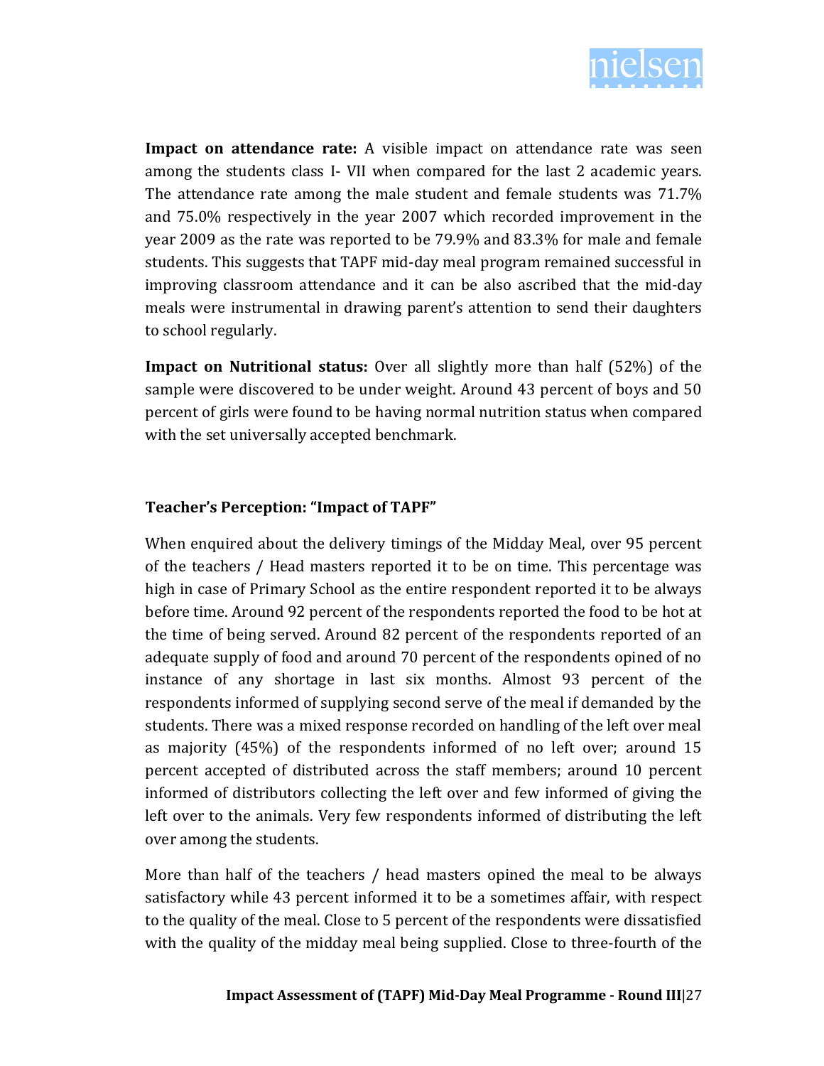**Impact on attendance rate:** A visible impact on attendance rate was seen among the students class I- VII when compared for the last 2 academic years. The attendance rate among the male student and female students was 71.7% and 75.0% respectively in the year 2007 which recorded improvement in the year 2009 as the rate was reported to be 79.9% and 83.3% for male and female students. This suggests that TAPF mid-day meal program remained successful in improving classroom attendance and it can be also ascribed that the mid-day meals were instrumental in drawing parent's attention to send their daughters to school regularly.

**Impact on Nutritional status:** Over all slightly more than half (52%) of the sample were discovered to be under weight. Around 43 percent of boys and 50 percent of girls were found to be having normal nutrition status when compared with the set universally accepted benchmark.

### Teacher's Perception: "Impact of TAPF"

When enquired about the delivery timings of the Midday Meal, over 95 percent of the teachers / Head masters reported it to be on time. This percentage was high in case of Primary School as the entire respondent reported it to be always before time. Around 92 percent of the respondents reported the food to be hot at the time of being served. Around 82 percent of the respondents reported of an adequate supply of food and around 70 percent of the respondents opined of no instance of any shortage in last six months. Almost 93 percent of the respondents informed of supplying second serve of the meal if demanded by the students. There was a mixed response recorded on handling of the left over meal as majority (45%) of the respondents informed of no left over; around 15 percent accepted of distributed across the staff members; around 10 percent informed of distributors collecting the left over and few informed of giving the left over to the animals. Very few respondents informed of distributing the left over among the students.

More than half of the teachers / head masters opined the meal to be always satisfactory while 43 percent informed it to be a sometimes affair, with respect to the quality of the meal. Close to 5 percent of the respondents were dissatisfied with the quality of the midday meal being supplied. Close to three-fourth of the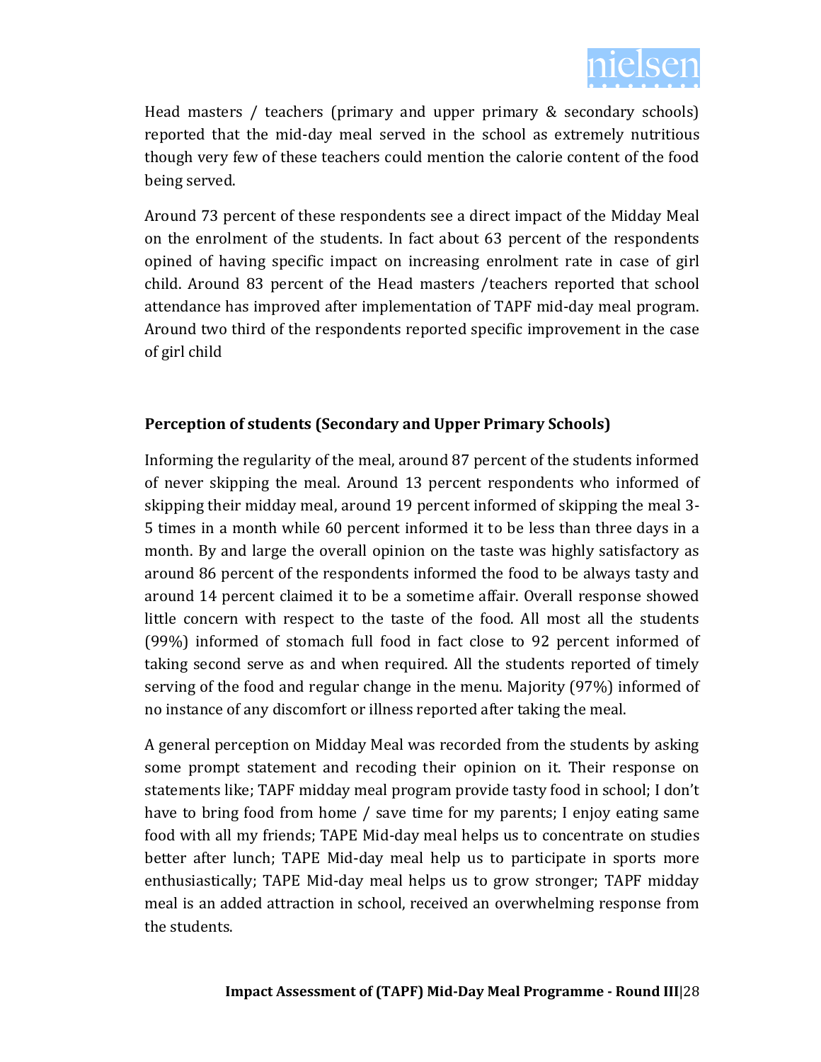Head masters / teachers (primary and upper primary & secondary schools) reported that the mid-day meal served in the school as extremely nutritious though very few of these teachers could mention the calorie content of the food being served.

Around 73 percent of these respondents see a direct impact of the Midday Meal on the enrolment of the students. In fact about 63 percent of the respondents opined of having specific impact on increasing enrolment rate in case of girl child. Around 83 percent of the Head masters /teachers reported that school attendance has improved after implementation of TAPF mid-day meal program. Around two third of the respondents reported specific improvement in the case of girl child

**Perception of students (Secondary and Upper Primary Schools)**

Informing the regularity of the meal, around 87 percent of the students informed of never skipping the meal. Around 13 percent respondents who informed of skipping their midday meal, around 19 percent informed of skipping the meal 3-5 times in a month while 60 percent informed it to be less than three days in a month. By and large the overall opinion on the taste was highly satisfactory as around 86 percent of the respondents informed the food to be always tasty and around 14 percent claimed it to be a sometime affair. Overall response showed little concern with respect to the taste of the food. All most all the students (99%) informed of stomach full food in fact close to 92 percent informed of taking second serve as and when required. All the students reported of timely serving of the food and regular change in the menu. Majority (97%) informed of no instance of any discomfort or illness reported after taking the meal.

A general perception on Midday Meal was recorded from the students by asking some prompt statement and recoding their opinion on it. Their response on statements like; TAPF midday meal program provide tasty food in school; I don't have to bring food from home / save time for my parents; I enjoy eating same food with all my friends; TAPE Mid-day meal helps us to concentrate on studies better after lunch; TAPE Mid-day meal help us to participate in sports more enthusiastically; TAPE Mid-day meal helps us to grow stronger; TAPF midday meal is an added attraction in school, received an overwhelming response from the students.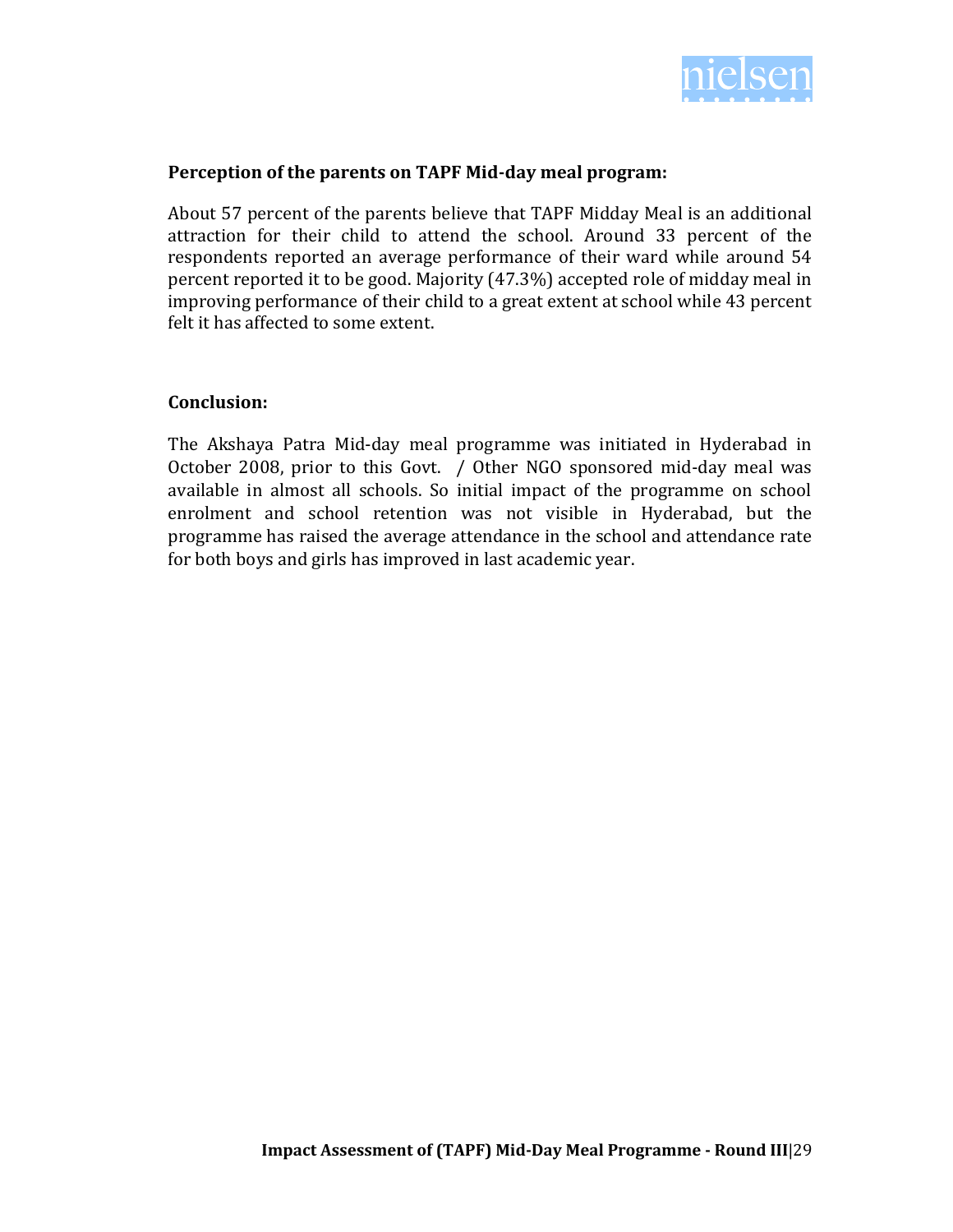**Perception of the parents on TAPF Mid-day meal program:**

About 57 percent of the parents believe that TAPF Midday Meal is an additional attraction for their child to attend the school. Around 33 percent of the respondents reported an average performance of their ward while around 54 percent reported it to be good. Majority (47.3%) accepted role of midday meal in improving performance of their child to a great extent at school while 43 percent felt it has affected to some extent.

**Conclusion:**

The Akshaya Patra Mid-day meal programme was initiated in Hyderabad in October 2008, prior to this Govt. / Other NGO sponsored mid-day meal was available in almost all schools. So initial impact of the programme on school enrolment and school retention was not visible in Hyderabad, but the programme has raised the average attendance in the school and attendance rate for both boys and girls has improved in last academic year.